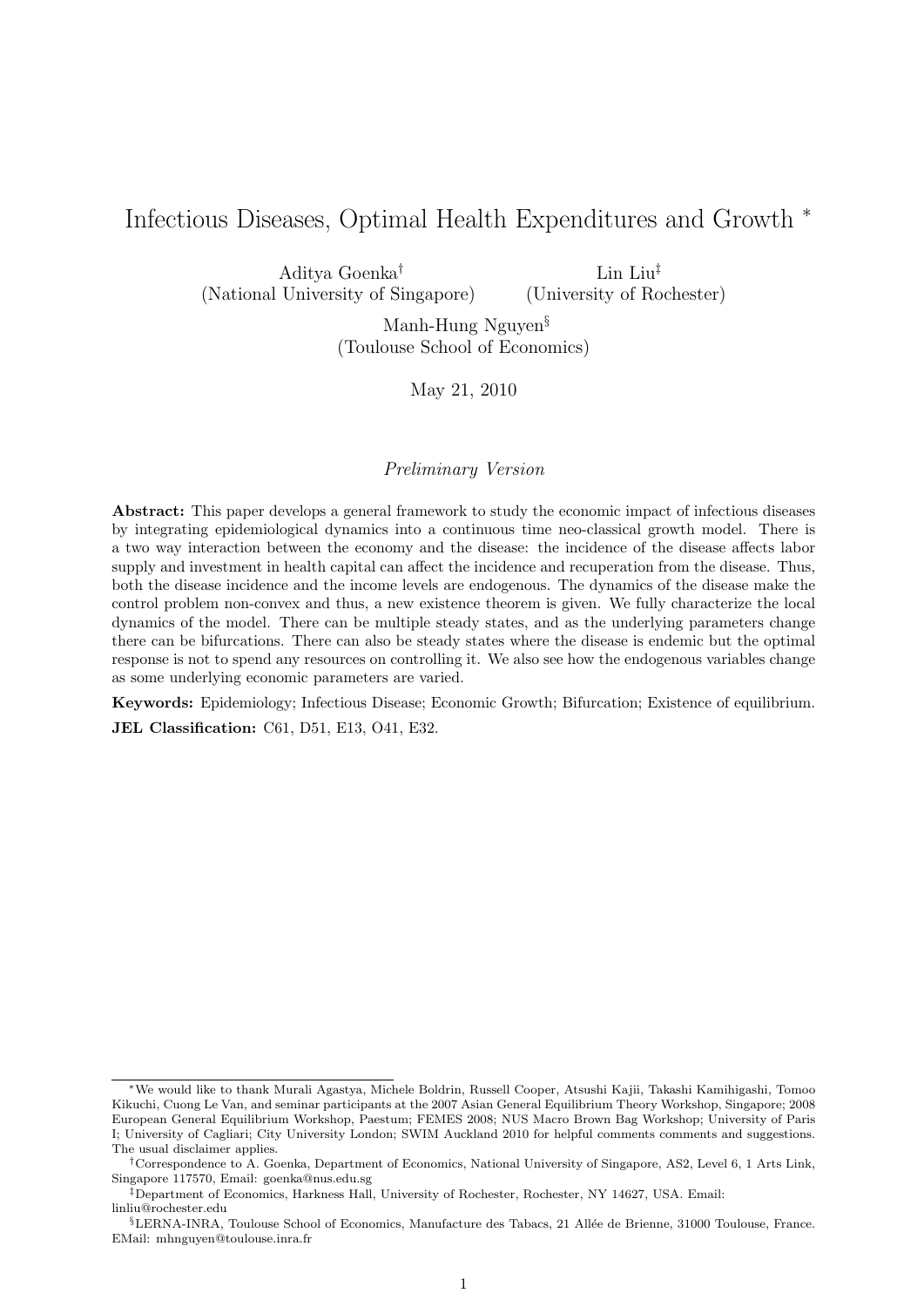# Infectious Diseases, Optimal Health Expenditures and Growth *

Aditya Goenka[†] (National University of Singapore)

Lin Liu[‡] (University of Rochester)

Manh-Hung Nguyen[§] (Toulouse School of Economics)

May 21, 2010

*Preliminary Version*

**Abstract:** This paper develops a general framework to study the economic impact of infectious diseases by integrating epidemiological dynamics into a continuous time neo-classical growth model. There is a two way interaction between the economy and the disease: the incidence of the disease affects labor supply and investment in health capital can affect the incidence and recuperation from the disease. Thus, both the disease incidence and the income levels are endogenous. The dynamics of the disease make the control problem non-convex and thus, a new existence theorem is given. We fully characterize the local dynamics of the model. There can be multiple steady states, and as the underlying parameters change there can be bifurcations. There can also be steady states where the disease is endemic but the optimal response is not to spend any resources on controlling it. We also see how the endogenous variables change as some underlying economic parameters are varied.

**Keywords:** Epidemiology; Infectious Disease; Economic Growth; Bifurcation; Existence of equilibrium.

**JEL Classification:** C61, D51, E13, O41, E32.

---

*We would like to thank Murali Agastya, Michele Boldrin, Russell Cooper, Atsushi Kajii, Takashi Kamihigashi, Tomoo Kikuchi, Cuong Le Van, and seminar participants at the 2007 Asian General Equilibrium Theory Workshop, Singapore; 2008 European General Equilibrium Workshop, Paestum; FEMES 2008; NUS Macro Brown Bag Workshop; University of Paris I; University of Cagliari; City University London; SWIM Auckland 2010 for helpful comments comments and suggestions. The usual disclaimer applies.

[†]Correspondence to A. Goenka, Department of Economics, National University of Singapore, AS2, Level 6, 1 Arts Link, Singapore 117570, Email: goenka@nus.edu.sg

[‡]Department of Economics, Harkness Hall, University of Rochester, Rochester, NY 14627, USA. Email: linliu@rochester.edu

[§]LERNA-INRA, Toulouse School of Economics, Manufacture des Tabacs, 21 Allée de Brienne, 31000 Toulouse, France. EMail: mhnguyen@toulouse.inra.fr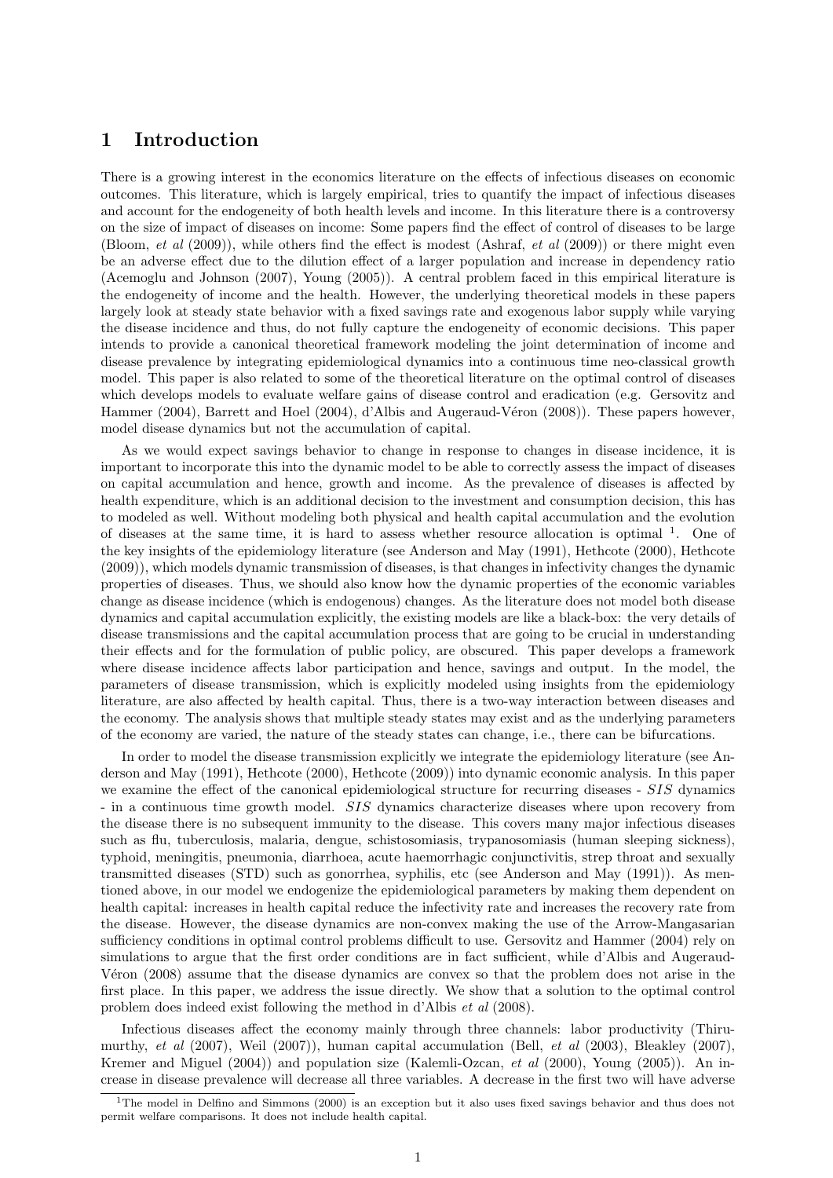# 1 Introduction

There is a growing interest in the economics literature on the effects of infectious diseases on economic outcomes. This literature, which is largely empirical, tries to quantify the impact of infectious diseases and account for the endogeneity of both health levels and income. In this literature there is a controversy on the size of impact of diseases on income: Some papers find the effect of control of diseases to be large (Bloom, *et al* (2009)), while others find the effect is modest (Ashraf, *et al* (2009)) or there might even be an adverse effect due to the dilution effect of a larger population and increase in dependency ratio (Acemoglu and Johnson (2007), Young (2005)). A central problem faced in this empirical literature is the endogeneity of income and the health. However, the underlying theoretical models in these papers largely look at steady state behavior with a fixed savings rate and exogenous labor supply while varying the disease incidence and thus, do not fully capture the endogeneity of economic decisions. This paper intends to provide a canonical theoretical framework modeling the joint determination of income and disease prevalence by integrating epidemiological dynamics into a continuous time neo-classical growth model. This paper is also related to some of the theoretical literature on the optimal control of diseases which develops models to evaluate welfare gains of disease control and eradication (e.g. Gersovitz and Hammer (2004), Barrett and Hoel (2004), d'Albis and Augeraud-Véron (2008)). These papers however, model disease dynamics but not the accumulation of capital.

As we would expect savings behavior to change in response to changes in disease incidence, it is important to incorporate this into the dynamic model to be able to correctly assess the impact of diseases on capital accumulation and hence, growth and income. As the prevalence of diseases is affected by health expenditure, which is an additional decision to the investment and consumption decision, this has to modeled as well. Without modeling both physical and health capital accumulation and the evolution of diseases at the same time, it is hard to assess whether resource allocation is optimal [1]. One of the key insights of the epidemiology literature (see Anderson and May (1991), Hethcote (2000), Hethcote (2009)), which models dynamic transmission of diseases, is that changes in infectivity changes the dynamic properties of diseases. Thus, we should also know how the dynamic properties of the economic variables change as disease incidence (which is endogenous) changes. As the literature does not model both disease dynamics and capital accumulation explicitly, the existing models are like a black-box: the very details of disease transmissions and the capital accumulation process that are going to be crucial in understanding their effects and for the formulation of public policy, are obscured. This paper develops a framework where disease incidence affects labor participation and hence, savings and output. In the model, the parameters of disease transmission, which is explicitly modeled using insights from the epidemiology literature, are also affected by health capital. Thus, there is a two-way interaction between diseases and the economy. The analysis shows that multiple steady states may exist and as the underlying parameters of the economy are varied, the nature of the steady states can change, i.e., there can be bifurcations.

In order to model the disease transmission explicitly we integrate the epidemiology literature (see Anderson and May (1991), Hethcote (2000), Hethcote (2009)) into dynamic economic analysis. In this paper we examine the effect of the canonical epidemiological structure for recurring diseases - $SIS$ dynamics - in a continuous time growth model. $SIS$ dynamics characterize diseases where upon recovery from the disease there is no subsequent immunity to the disease. This covers many major infectious diseases such as flu, tuberculosis, malaria, dengue, schistosomiasis, trypanosomiasis (human sleeping sickness), typhoid, meningitis, pneumonia, diarrhoea, acute haemorrhagic conjunctivitis, strep throat and sexually transmitted diseases (STD) such as gonorrhea, syphilis, etc (see Anderson and May (1991)). As mentioned above, in our model we endogenize the epidemiological parameters by making them dependent on health capital: increases in health capital reduce the infectivity rate and increases the recovery rate from the disease. However, the disease dynamics are non-convex making the use of the Arrow-Mangasarian sufficiency conditions in optimal control problems difficult to use. Gersovitz and Hammer (2004) rely on simulations to argue that the first order conditions are in fact sufficient, while d'Albis and Augeraud-Véron (2008) assume that the disease dynamics are convex so that the problem does not arise in the first place. In this paper, we address the issue directly. We show that a solution to the optimal control problem does indeed exist following the method in d'Albis *et al* (2008).

Infectious diseases affect the economy mainly through three channels: labor productivity (Thirumurthy, *et al* (2007), Weil (2007)), human capital accumulation (Bell, *et al* (2003), Bleakley (2007), Kremer and Miguel (2004)) and population size (Kalemli-Ozcan, *et al* (2000), Young (2005)). An increase in disease prevalence will decrease all three variables. A decrease in the first two will have adverse

[1] The model in Delfino and Simmons (2000) is an exception but it also uses fixed savings behavior and thus does not permit welfare comparisons. It does not include health capital.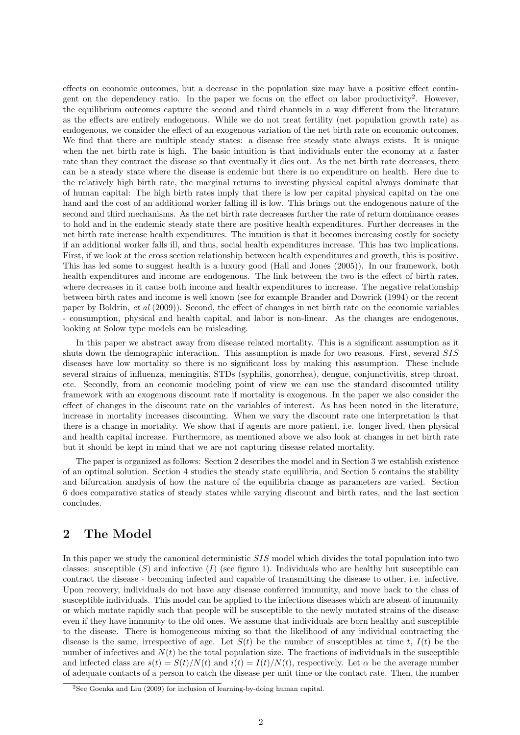effects on economic outcomes, but a decrease in the population size may have a positive effect contingent on the dependency ratio. In the paper we focus on the effect on labor productivity[2]. However, the equilibrium outcomes capture the second and third channels in a way different from the literature as the effects are entirely endogenous. While we do not treat fertility (net population growth rate) as endogenous, we consider the effect of an exogenous variation of the net birth rate on economic outcomes. We find that there are multiple steady states: a disease free steady state always exists. It is unique when the net birth rate is high. The basic intuition is that individuals enter the economy at a faster rate than they contract the disease so that eventually it dies out. As the net birth rate decreases, there can be a steady state where the disease is endemic but there is no expenditure on health. Here due to the relatively high birth rate, the marginal returns to investing physical capital always dominate that of human capital: The high birth rates imply that there is low per capital physical capital on the one hand and the cost of an additional worker falling ill is low. This brings out the endogenous nature of the second and third mechanisms. As the net birth rate decreases further the rate of return dominance ceases to hold and in the endemic steady state there are positive health expenditures. Further decreases in the net birth rate increase health expenditures. The intuition is that it becomes increasing costly for society if an additional worker falls ill, and thus, social health expenditures increase. This has two implications. First, if we look at the cross section relationship between health expenditures and growth, this is positive. This has led some to suggest health is a luxury good (Hall and Jones (2005)). In our framework, both health expenditures and income are endogenous. The link between the two is the effect of birth rates, where decreases in it cause both income and health expenditures to increase. The negative relationship between birth rates and income is well known (see for example Brander and Dowrick (1994) or the recent paper by Boldrin, *et al* (2009)). Second, the effect of changes in net birth rate on the economic variables - consumption, physical and health capital, and labor is non-linear. As the changes are endogenous, looking at Solow type models can be misleading.

In this paper we abstract away from disease related mortality. This is a significant assumption as it shuts down the demographic interaction. This assumption is made for two reasons. First, several $SIS$ diseases have low mortality so there is no significant loss by making this assumption. These include several strains of influenza, meningitis, STDs (syphilis, gonorrhea), dengue, conjunctivitis, strep throat, etc. Secondly, from an economic modeling point of view we can use the standard discounted utility framework with an exogenous discount rate if mortality is exogenous. In the paper we also consider the effect of changes in the discount rate on the variables of interest. As has been noted in the literature, increase in mortality increases discounting. When we vary the discount rate one interpretation is that there is a change in mortality. We show that if agents are more patient, i.e. longer lived, then physical and health capital increase. Furthermore, as mentioned above we also look at changes in net birth rate but it should be kept in mind that we are not capturing disease related mortality.

The paper is organized as follows: Section 2 describes the model and in Section 3 we establish existence of an optimal solution. Section 4 studies the steady state equilibria, and Section 5 contains the stability and bifurcation analysis of how the nature of the equilibria change as parameters are varied. Section 6 does comparative statics of steady states while varying discount and birth rates, and the last section concludes.

## 2 The Model

In this paper we study the canonical deterministic $SIS$ model which divides the total population into two classes: susceptible ($S$) and infective ($I$) (see figure 1). Individuals who are healthy but susceptible can contract the disease - becoming infected and capable of transmitting the disease to other, i.e. infective. Upon recovery, individuals do not have any disease conferred immunity, and move back to the class of susceptible individuals. This model can be applied to the infectious diseases which are absent of immunity or which mutate rapidly such that people will be susceptible to the newly mutated strains of the disease even if they have immunity to the old ones. We assume that individuals are born healthy and susceptible to the disease. There is homogeneous mixing so that the likelihood of any individual contracting the disease is the same, irrespective of age. Let $S(t)$ be the number of susceptibles at time $t$, $I(t)$ be the number of infectives and $N(t)$ be the total population size. The fractions of individuals in the susceptible and infected class are $s(t) = S(t)/N(t)$ and $i(t) = I(t)/N(t)$, respectively. Let $\alpha$ be the average number of adequate contacts of a person to catch the disease per unit time or the contact rate. Then, the number

[2] See Goenka and Liu (2009) for inclusion of learning-by-doing human capital.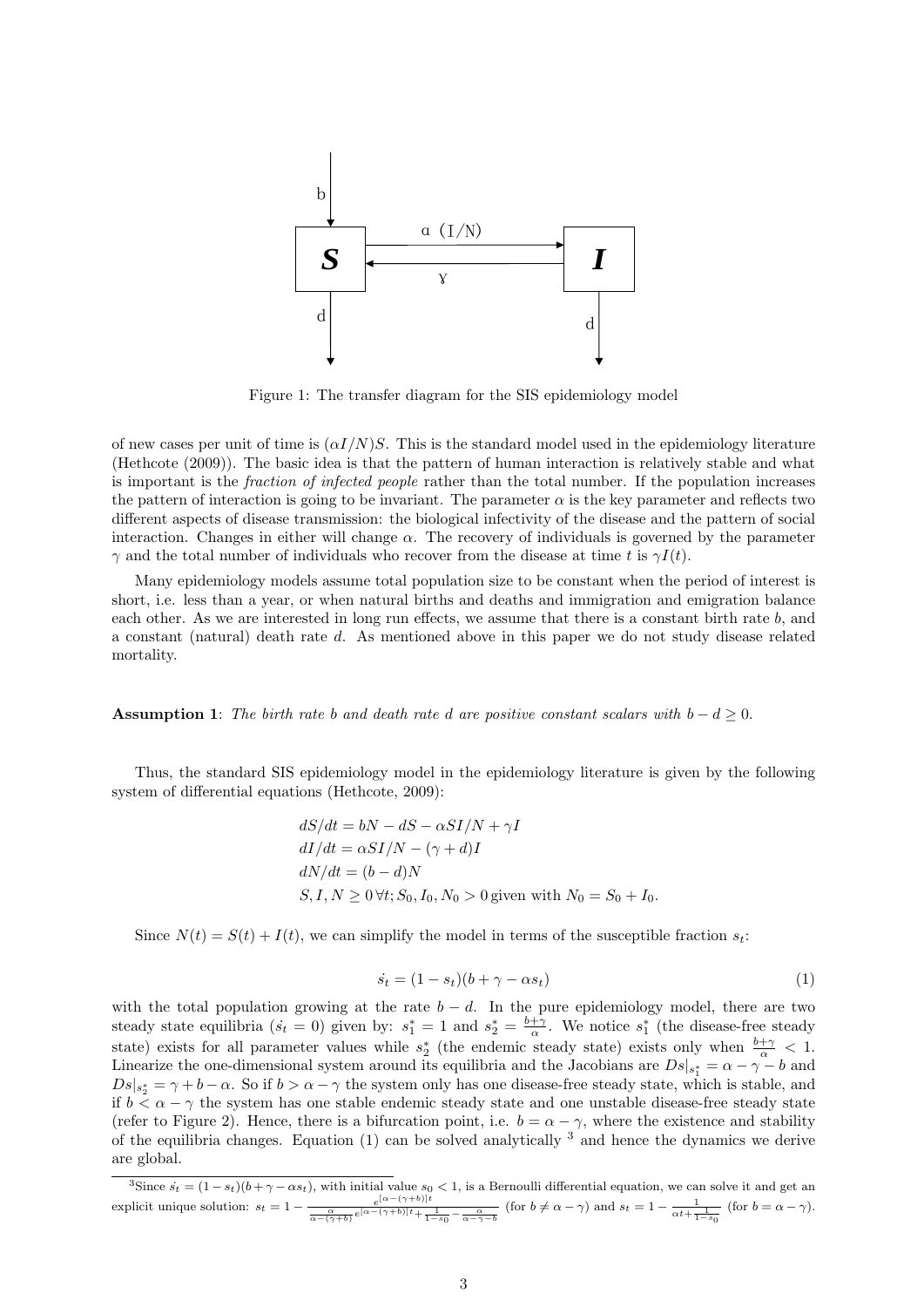Figure 1: The transfer diagram for the SIS epidemiology model

of new cases per unit of time is $(\alpha I/N)S$. This is the standard model used in the epidemiology literature (Hethcote (2009)). The basic idea is that the pattern of human interaction is relatively stable and what is important is the *fraction of infected people* rather than the total number. If the population increases the pattern of interaction is going to be invariant. The parameter $\alpha$ is the key parameter and reflects two different aspects of disease transmission: the biological infectivity of the disease and the pattern of social interaction. Changes in either will change $\alpha$. The recovery of individuals is governed by the parameter $\gamma$ and the total number of individuals who recover from the disease at time $t$ is $\gamma I(t)$.

Many epidemiology models assume total population size to be constant when the period of interest is short, i.e. less than a year, or when natural births and deaths and immigration and emigration balance each other. As we are interested in long run effects, we assume that there is a constant birth rate $b$, and a constant (natural) death rate $d$. As mentioned above in this paper we do not study disease related mortality.

**Assumption 1**: *The birth rate $b$ and death rate $d$ are positive constant scalars with $b - d \geq 0$.*

Thus, the standard SIS epidemiology model in the epidemiology literature is given by the following system of differential equations (Hethcote, 2009):

$$
\begin{aligned}
&dS/dt = bN - dS - \alpha SI/N + \gamma I \\
&dI/dt = \alpha SI/N - (\gamma + d)I \\
&dN/dt = (b - d)N \\
&S, I, N \geq 0 \, \forall t; S_0, I_0, N_0 > 0 \, \text{given with} \, N_0 = S_0 + I_0.
\end{aligned}
$$

Since $N(t) = S(t) + I(t)$, we can simplify the model in terms of the susceptible fraction $s_t$:

$$
\dot{s_t} = (1 - s_t)(b + \gamma - \alpha s_t) \tag{1}
$$

with the total population growing at the rate $b - d$. In the pure epidemiology model, there are two steady state equilibria ($\dot{s_t} = 0$) given by: $s_1^* = 1$ and $s_2^* = \frac{b+\gamma}{\alpha}$. We notice $s_1^*$ (the disease-free steady state) exists for all parameter values while $s_2^*$ (the endemic steady state) exists only when $\frac{b+\gamma}{\alpha} < 1$. Linearize the one-dimensional system around its equilibria and the Jacobians are $Ds|_{s_1^*} = \alpha - \gamma - b$ and $Ds|_{s_2^*} = \gamma + b - \alpha$. So if $b > \alpha - \gamma$ the system only has one disease-free steady state, which is stable, and if $b < \alpha - \gamma$ the system has one stable endemic steady state and one unstable disease-free steady state (refer to Figure 2). Hence, there is a bifurcation point, i.e. $b = \alpha - \gamma$, where the existence and stability of the equilibria changes. Equation (1) can be solved analytically [3] and hence the dynamics we derive are global.

[3] Since $\dot{s_t} = (1 - s_t)(b + \gamma - \alpha s_t)$, with initial value $s_0 < 1$, is a Bernoulli differential equation, we can solve it and get an explicit unique solution: $s_t = 1 - \frac{e^{[\alpha-(\gamma+b)]t}}{\frac{\alpha}{\alpha-(\gamma+b)} e^{[\alpha-(\gamma+b)]t} + \frac{1}{1-s_0} - \frac{\alpha}{\alpha-\gamma-b}}$ (for $b \neq \alpha - \gamma$) and $s_t = 1 - \frac{1}{\alpha t + \frac{1}{1-s_0}}$ (for $b = \alpha - \gamma$).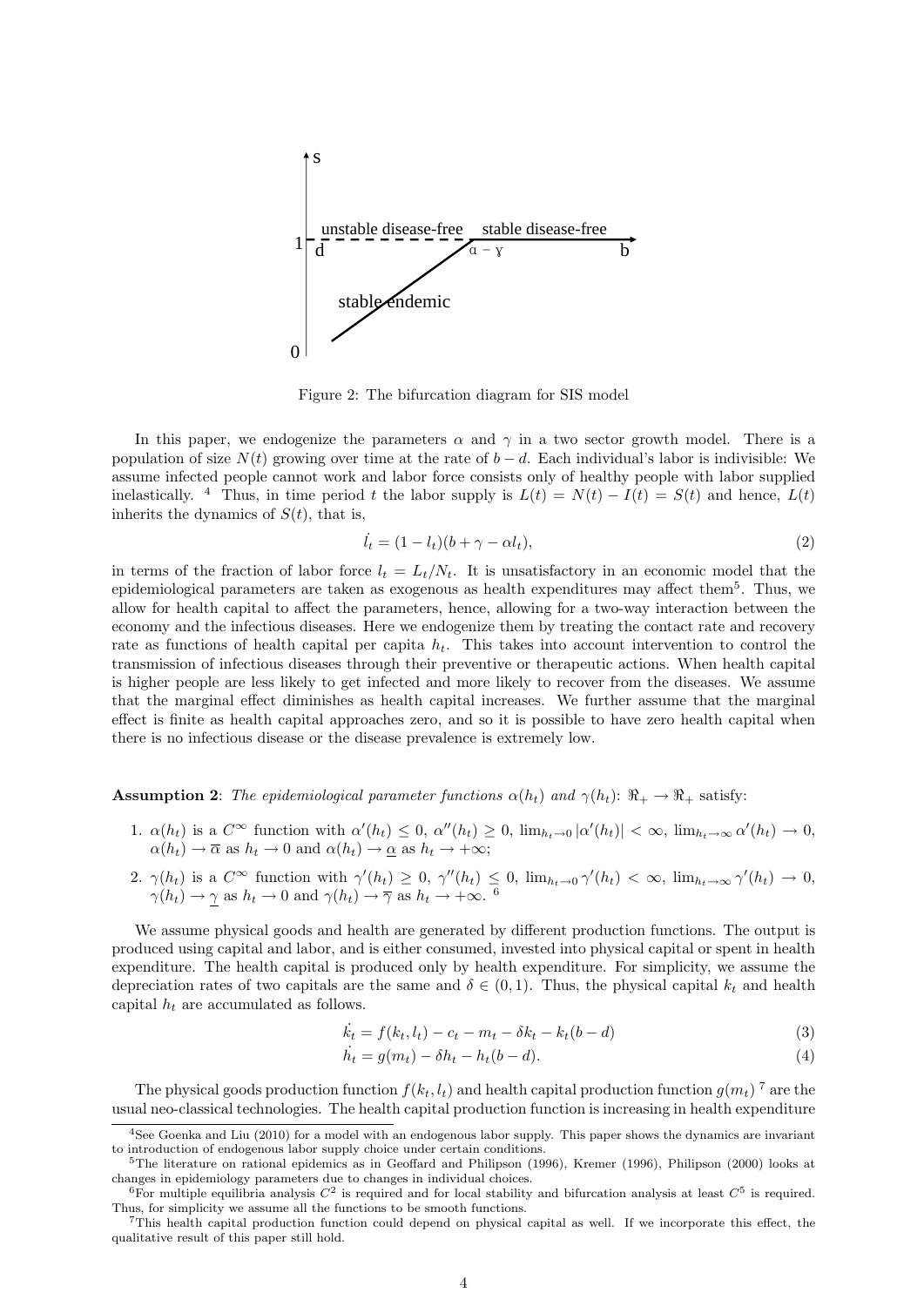Figure 2: The bifurcation diagram for SIS model

In this paper, we endogenize the parameters $\alpha$ and $\gamma$ in a two sector growth model. There is a population of size $N(t)$ growing over time at the rate of $b-d$. Each individual's labor is indivisible: We assume infected people cannot work and labor force consists only of healthy people with labor supplied inelastically. [4] Thus, in time period $t$ the labor supply is $L(t) = N(t) - I(t) = S(t)$ and hence, $L(t)$ inherits the dynamics of $S(t)$, that is,

$$\dot{l}_t = (1 - l_t)(b + \gamma - \alpha l_t), \tag{2}$$

in terms of the fraction of labor force $l_t = L_t/N_t$. It is unsatisfactory in an economic model that the epidemiological parameters are taken as exogenous as health expenditures may affect them[5]. Thus, we allow for health capital to affect the parameters, hence, allowing for a two-way interaction between the economy and the infectious diseases. Here we endogenize them by treating the contact rate and recovery rate as functions of health capital per capita $h_t$. This takes into account intervention to control the transmission of infectious diseases through their preventive or therapeutic actions. When health capital is higher people are less likely to get infected and more likely to recover from the diseases. We assume that the marginal effect diminishes as health capital increases. We further assume that the marginal effect is finite as health capital approaches zero, and so it is possible to have zero health capital when there is no infectious disease or the disease prevalence is extremely low.

**Assumption 2**: *The epidemiological parameter functions $\alpha(h_t)$ and $\gamma(h_t)$: $\Re_+ \rightarrow \Re_+$* satisfy:

1. $\alpha(h_t)$ is a $C^\infty$ function with $\alpha'(h_t) \leq 0$, $\alpha''(h_t) \geq 0$, $\lim_{h_t \to 0} |\alpha'(h_t)| < \infty$, $\lim_{h_t \to \infty} \alpha'(h_t) \to 0$, $\alpha(h_t) \to \overline{\alpha}$ as $h_t \to 0$ and $\alpha(h_t) \to \underline{\alpha}$ as $h_t \to +\infty$;
2. $\gamma(h_t)$ is a $C^\infty$ function with $\gamma'(h_t) \geq 0$, $\gamma''(h_t) \leq 0$, $\lim_{h_t \to 0} \gamma'(h_t) < \infty$, $\lim_{h_t \to \infty} \gamma'(h_t) \to 0$, $\gamma(h_t) \to \underline{\gamma}$ as $h_t \to 0$ and $\gamma(h_t) \to \overline{\gamma}$ as $h_t \to +\infty$. [6]

We assume physical goods and health are generated by different production functions. The output is produced using capital and labor, and is either consumed, invested into physical capital or spent in health expenditure. The health capital is produced only by health expenditure. For simplicity, we assume the depreciation rates of two capitals are the same and $\delta \in (0, 1)$. Thus, the physical capital $k_t$ and health capital $h_t$ are accumulated as follows.

$$\dot{k}_t = f(k_t, l_t) - c_t - m_t - \delta k_t - k_t(b - d) \tag{3}$$

$$\dot{h}_t = g(m_t) - \delta h_t - h_t(b - d). \tag{4}$$

The physical goods production function $f(k_t, l_t)$ and health capital production function $g(m_t)$ [7] are the usual neo-classical technologies. The health capital production function is increasing in health expenditure

---

[4] See Goenka and Liu (2010) for a model with an endogenous labor supply. This paper shows the dynamics are invariant to introduction of endogenous labor supply choice under certain conditions.

[5] The literature on rational epidemics as in Geoffard and Philipson (1996), Kremer (1996), Philipson (2000) looks at changes in epidemiology parameters due to changes in individual choices.

[6] For multiple equilibria analysis $C^2$ is required and for local stability and bifurcation analysis at least $C^5$ is required. Thus, for simplicity we assume all the functions to be smooth functions.

[7] This health capital production function could depend on physical capital as well. If we incorporate this effect, the qualitative result of this paper still hold.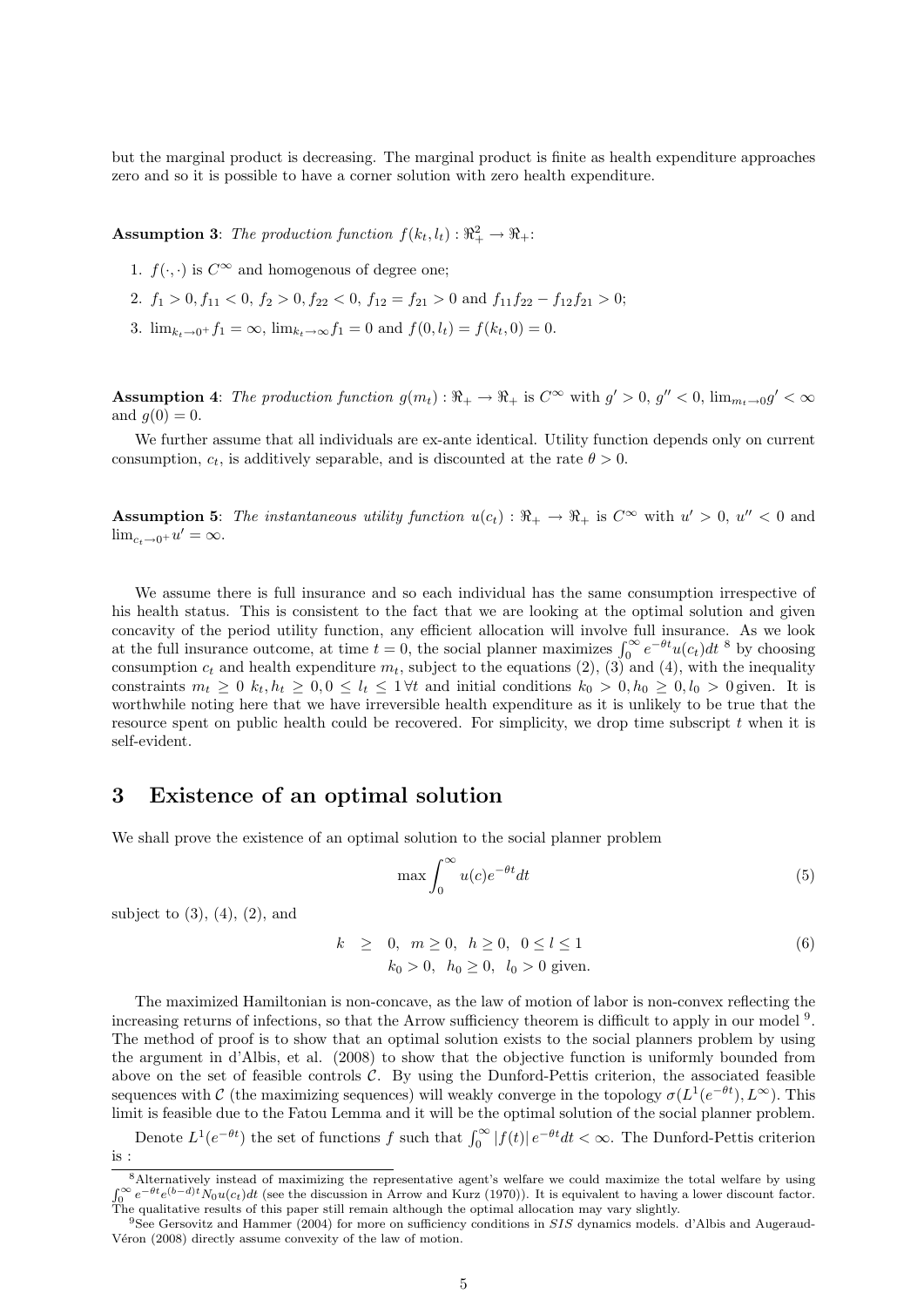but the marginal product is decreasing. The marginal product is finite as health expenditure approaches zero and so it is possible to have a corner solution with zero health expenditure.

**Assumption 3**: *The production function* $f(k_t, l_t) : \Re^2_+ \to \Re_+$:

1. $f(\cdot,\cdot)$ is $C^\infty$ and homogenous of degree one;
2. $f_1 > 0, f_{11} < 0$, $f_2 > 0, f_{22} < 0$, $f_{12} = f_{21} > 0$ and $f_{11}f_{22} - f_{12}f_{21} > 0$;
3. $\lim_{k_t \to 0^+} f_1 = \infty$, $\lim_{k_t \to \infty} f_1 = 0$ and $f(0, l_t) = f(k_t, 0) = 0$.

**Assumption 4**: *The production function* $g(m_t) : \Re_+ \to \Re_+$ *is* $C^\infty$ *with* $g' > 0$, $g'' < 0$, $\lim_{m_t \to 0} g' < \infty$ *and* $g(0) = 0$.

We further assume that all individuals are ex-ante identical. Utility function depends only on current consumption, $c_t$, is additively separable, and is discounted at the rate $\theta > 0$.

**Assumption 5**: *The instantaneous utility function* $u(c_t) : \Re_+ \to \Re_+$ *is* $C^\infty$ *with* $u' > 0$, $u'' < 0$ *and* $\lim_{c_t \to 0^+} u' = \infty$.

We assume there is full insurance and so each individual has the same consumption irrespective of his health status. This is consistent to the fact that we are looking at the optimal solution and given concavity of the period utility function, any efficient allocation will involve full insurance. As we look at the full insurance outcome, at time $t = 0$, the social planner maximizes $\int_0^\infty e^{-\theta t} u(c_t) dt$ [8] by choosing consumption $c_t$ and health expenditure $m_t$, subject to the equations (2), (3) and (4), with the inequality constraints $m_t \geq 0$ $k_t, h_t \geq 0, 0 \leq l_t \leq 1 \, \forall t$ and initial conditions $k_0 > 0, h_0 \geq 0, l_0 > 0$ given. It is worthwhile noting here that we have irreversible health expenditure as it is unlikely to be true that the resource spent on public health could be recovered. For simplicity, we drop time subscript $t$ when it is self-evident.

## 3 Existence of an optimal solution

We shall prove the existence of an optimal solution to the social planner problem

$$\max \int_0^\infty u(c) e^{-\theta t} dt \tag{5}$$

subject to (3), (4), (2), and

$$\begin{aligned} k &\geq 0, \;\; m \geq 0, \;\; h \geq 0, \;\; 0 \leq l \leq 1 \\ & k_0 > 0, \;\; h_0 \geq 0, \;\; l_0 > 0 \text{ given.} \end{aligned} \tag{6}$$

The maximized Hamiltonian is non-concave, as the law of motion of labor is non-convex reflecting the increasing returns of infections, so that the Arrow sufficiency theorem is difficult to apply in our model [9]. The method of proof is to show that an optimal solution exists to the social planners problem by using the argument in d'Albis, et al. (2008) to show that the objective function is uniformly bounded from above on the set of feasible controls $\mathcal{C}$. By using the Dunford-Pettis criterion, the associated feasible sequences with $\mathcal{C}$ (the maximizing sequences) will weakly converge in the topology $\sigma(L^1(e^{-\theta t}), L^\infty)$. This limit is feasible due to the Fatou Lemma and it will be the optimal solution of the social planner problem.

Denote $L^1(e^{-\theta t})$ the set of functions $f$ such that $\int_0^\infty |f(t)| e^{-\theta t} dt < \infty$. The Dunford-Pettis criterion is :

[8] Alternatively instead of maximizing the representative agent's welfare we could maximize the total welfare by using $\int_0^\infty e^{-\theta t} e^{(b-d)t} N_0 u(c_t) dt$ (see the discussion in Arrow and Kurz (1970)). It is equivalent to having a lower discount factor. The qualitative results of this paper still remain although the optimal allocation may vary slightly.

[9] See Gersovitz and Hammer (2004) for more on sufficiency conditions in *SIS* dynamics models. d'Albis and Augeraud-Véron (2008) directly assume convexity of the law of motion.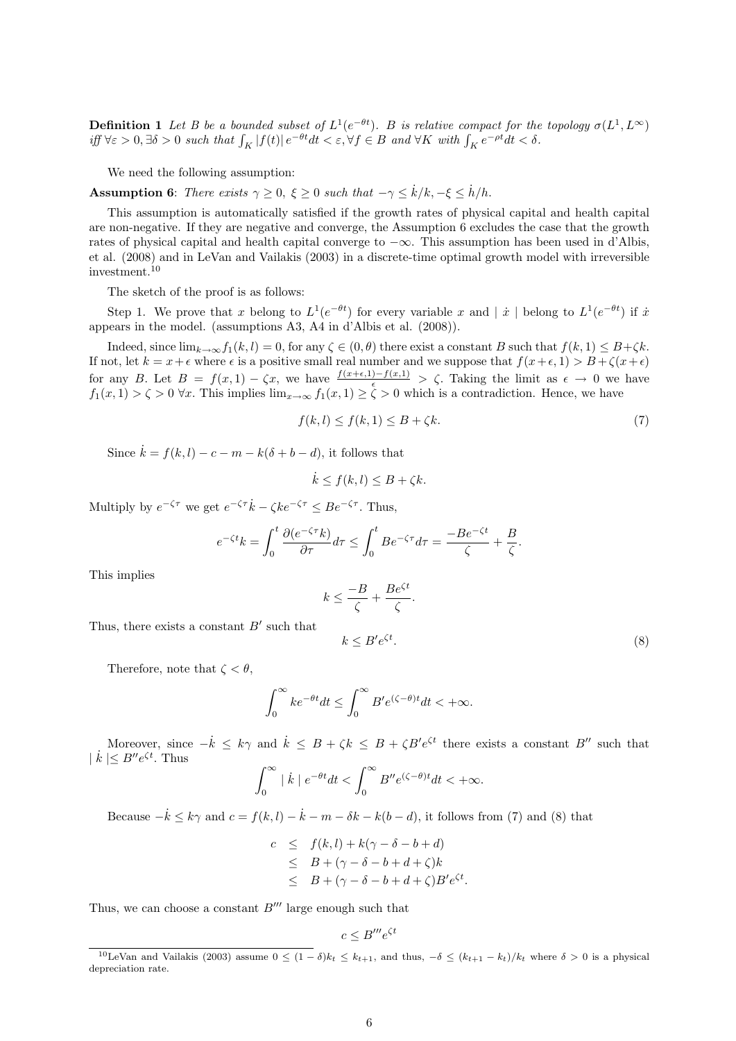**Definition 1** *Let $B$ be a bounded subset of $L^1(e^{-\theta t})$. $B$ is relative compact for the topology $\sigma(L^1, L^\infty)$ iff $\forall \varepsilon > 0, \exists \delta > 0$ such that $\int_K |f(t)| e^{-\theta t} dt < \varepsilon, \forall f \in B$ and $\forall K$ with $\int_K e^{-\rho t} dt < \delta$.*

We need the following assumption:

**Assumption 6**: *There exists $\gamma \geq 0$, $\xi \geq 0$ such that $-\gamma \leq \dot{k}/k, -\xi \leq \dot{h}/h$.*

This assumption is automatically satisfied if the growth rates of physical capital and health capital are non-negative. If they are negative and converge, the Assumption 6 excludes the case that the growth rates of physical capital and health capital converge to $-\infty$. This assumption has been used in d'Albis, et al. (2008) and in LeVan and Vailakis (2003) in a discrete-time optimal growth model with irreversible investment.[10]

The sketch of the proof is as follows:

Step 1. We prove that $x$ belong to $L^1(e^{-\theta t})$ for every variable $x$ and $|\dot{x}|$ belong to $L^1(e^{-\theta t})$ if $\dot{x}$ appears in the model. (assumptions A3, A4 in d'Albis et al. (2008)).

Indeed, since $\lim_{k\to\infty} f_1(k, l) = 0$, for any $\zeta \in (0, \theta)$ there exist a constant $B$ such that $f(k, 1) \leq B + \zeta k$. If not, let $k = x + \epsilon$ where $\epsilon$ is a positive small real number and we suppose that $f(x + \epsilon, 1) > B + \zeta(x + \epsilon)$ for any $B$. Let $B = f(x, 1) - \zeta x$, we have $\frac{f(x+\epsilon,1)-f(x,1)}{\epsilon} > \zeta$. Taking the limit as $\epsilon \to 0$ we have $f_1(x, 1) > \zeta > 0 \ \forall x$. This implies $\lim_{x\to\infty} f_1(x, 1) \geq \zeta > 0$ which is a contradiction. Hence, we have

$$f(k, l) \leq f(k, 1) \leq B + \zeta k. \tag{7}$$

Since $\dot{k} = f(k, l) - c - m - k(\delta + b - d)$, it follows that

$$\dot{k} \leq f(k, l) \leq B + \zeta k.$$

Multiply by $e^{-\zeta\tau}$ we get $e^{-\zeta\tau}\dot{k} - \zeta k e^{-\zeta\tau} \leq B e^{-\zeta\tau}$. Thus,

$$e^{-\zeta t} k = \int_0^t \frac{\partial(e^{-\zeta\tau} k)}{\partial\tau} d\tau \leq \int_0^t B e^{-\zeta\tau} d\tau = \frac{-Be^{-\zeta t}}{\zeta} + \frac{B}{\zeta}.$$

This implies

$$k \leq \frac{-B}{\zeta} + \frac{Be^{\zeta t}}{\zeta}.$$

Thus, there exists a constant $B'$ such that

$$k \leq B' e^{\zeta t}. \tag{8}$$

Therefore, note that $\zeta < \theta$,

$$\int_0^\infty k e^{-\theta t} dt \leq \int_0^\infty B' e^{(\zeta - \theta)t} dt < +\infty.$$

Moreover, since $-\dot{k} \leq k\gamma$ and $\dot{k} \leq B + \zeta k \leq B + \zeta B' e^{\zeta t}$ there exists a constant $B''$ such that $|\dot{k}| \leq B'' e^{\zeta t}$. Thus

$$\int_0^\infty |\dot{k}| e^{-\theta t} dt < \int_0^\infty B'' e^{(\zeta-\theta)t} dt < +\infty.$$

Because $-\dot{k} \leq k\gamma$ and $c = f(k, l) - \dot{k} - m - \delta k - k(b - d)$, it follows from (7) and (8) that

$$\begin{aligned}
c &\leq f(k, l) + k(\gamma - \delta - b + d) \\
&\leq B + (\gamma - \delta - b + d + \zeta)k \\
&\leq B + (\gamma - \delta - b + d + \zeta)B' e^{\zeta t}.
\end{aligned}$$

Thus, we can choose a constant $B'''$ large enough such that

$$c \leq B''' e^{\zeta t}$$

[10] LeVan and Vailakis (2003) assume $0 \leq (1 - \delta)k_t \leq k_{t+1}$, and thus, $-\delta \leq (k_{t+1} - k_t)/k_t$ where $\delta > 0$ is a physical depreciation rate.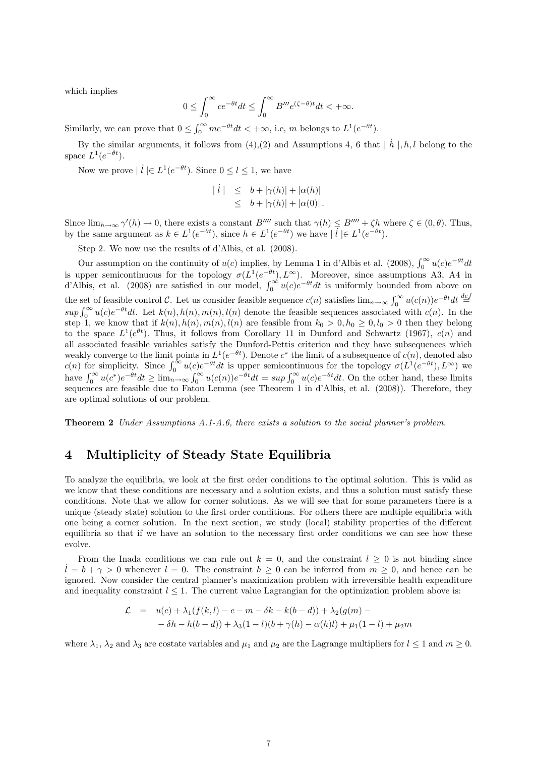which implies

$$0 \leq \int_0^\infty ce^{-\theta t}dt \leq \int_0^\infty B''' e^{(\zeta-\theta)t}dt < +\infty.$$

Similarly, we can prove that $0 \leq \int_0^\infty me^{-\theta t}dt < +\infty$, i.e, $m$ belongs to $L^1(e^{-\theta t})$.

By the similar arguments, it follows from (4),(2) and Assumptions 4, 6 that $|\dot{h}|, h, l$ belong to the space $L^1(e^{-\theta t})$.

Now we prove $|\dot{l}| \in L^1(e^{-\theta t})$. Since $0 \leq l \leq 1$, we have

$$\begin{aligned} |\dot{l}| &\leq b + |\gamma(h)| + |\alpha(h)| \\ &\leq b + |\gamma(h)| + |\alpha(0)|. \end{aligned}$$

Since $\lim_{h\to\infty} \gamma'(h) \to 0$, there exists a constant $B''''$ such that $\gamma(h) \leq B'''' + \zeta h$ where $\zeta \in (0,\theta)$. Thus, by the same argument as $k \in L^1(e^{-\theta t})$, since $h \in L^1(e^{-\theta t})$ we have $|\dot{l}| \in L^1(e^{-\theta t})$.

Step 2. We now use the results of d'Albis, et al. (2008).

Our assumption on the continuity of $u(c)$ implies, by Lemma 1 in d'Albis et al. (2008), $\int_0^\infty u(c)e^{-\theta t}dt$ is upper semicontinuous for the topology $\sigma(L^1(e^{-\theta t}), L^\infty)$. Moreover, since assumptions A3, A4 in d'Albis, et al. (2008) are satisfied in our model, $\int_0^\infty u(c)e^{-\theta t}dt$ is uniformly bounded from above on the set of feasible control $\mathcal{C}$. Let us consider feasible sequence $c(n)$ satisfies $\lim_{n\to\infty} \int_0^\infty u(c(n))e^{-\theta t}dt \stackrel{def}{=} sup \int_0^\infty u(c)e^{-\theta t}dt$. Let $k(n), h(n), m(n), l(n)$ denote the feasible sequences associated with $c(n)$. In the step 1, we know that if $k(n), h(n), m(n), l(n)$ are feasible from $k_0 > 0, h_0 \geq 0, l_0 > 0$ then they belong to the space $L^1(e^{\theta t})$. Thus, it follows from Corollary 11 in Dunford and Schwartz (1967), $c(n)$ and all associated feasible variables satisfy the Dunford-Pettis criterion and they have subsequences which weakly converge to the limit points in $L^1(e^{-\theta t})$. Denote $c^*$ the limit of a subsequence of $c(n)$, denoted also $c(n)$ for simplicity. Since $\int_0^\infty u(c)e^{-\theta t}dt$ is upper semicontinuous for the topology $\sigma(L^1(e^{-\theta t}), L^\infty)$ we have $\int_0^\infty u(c^*)e^{-\theta t}dt \geq \lim_{n\to\infty} \int_0^\infty u(c(n))e^{-\theta t}dt = sup \int_0^\infty u(c)e^{-\theta t}dt$. On the other hand, these limits sequences are feasible due to Fatou Lemma (see Theorem 1 in d'Albis, et al. (2008)). Therefore, they are optimal solutions of our problem.

**Theorem 2** *Under Assumptions A.1-A.6, there exists a solution to the social planner's problem.*

# 4 Multiplicity of Steady State Equilibria

To analyze the equilibria, we look at the first order conditions to the optimal solution. This is valid as we know that these conditions are necessary and a solution exists, and thus a solution must satisfy these conditions. Note that we allow for corner solutions. As we will see that for some parameters there is a unique (steady state) solution to the first order conditions. For others there are multiple equilibria with one being a corner solution. In the next section, we study (local) stability properties of the different equilibria so that if we have an solution to the necessary first order conditions we can see how these evolve.

From the Inada conditions we can rule out $k = 0$, and the constraint $l \geq 0$ is not binding since $\dot{l} = b + \gamma > 0$ whenever $l = 0$. The constraint $h \geq 0$ can be inferred from $m \geq 0$, and hence can be ignored. Now consider the central planner's maximization problem with irreversible health expenditure and inequality constraint $l \leq 1$. The current value Lagrangian for the optimization problem above is:

$$\begin{aligned} \mathcal{L} &= u(c) + \lambda_1(f(k,l) - c - m - \delta k - k(b-d)) + \lambda_2(g(m) - \\ &\quad - \delta h - h(b-d)) + \lambda_3(1-l)(b + \gamma(h) - \alpha(h)l) + \mu_1(1-l) + \mu_2 m \end{aligned}$$

where $\lambda_1$, $\lambda_2$ and $\lambda_3$ are costate variables and $\mu_1$ and $\mu_2$ are the Lagrange multipliers for $l \leq 1$ and $m \geq 0$.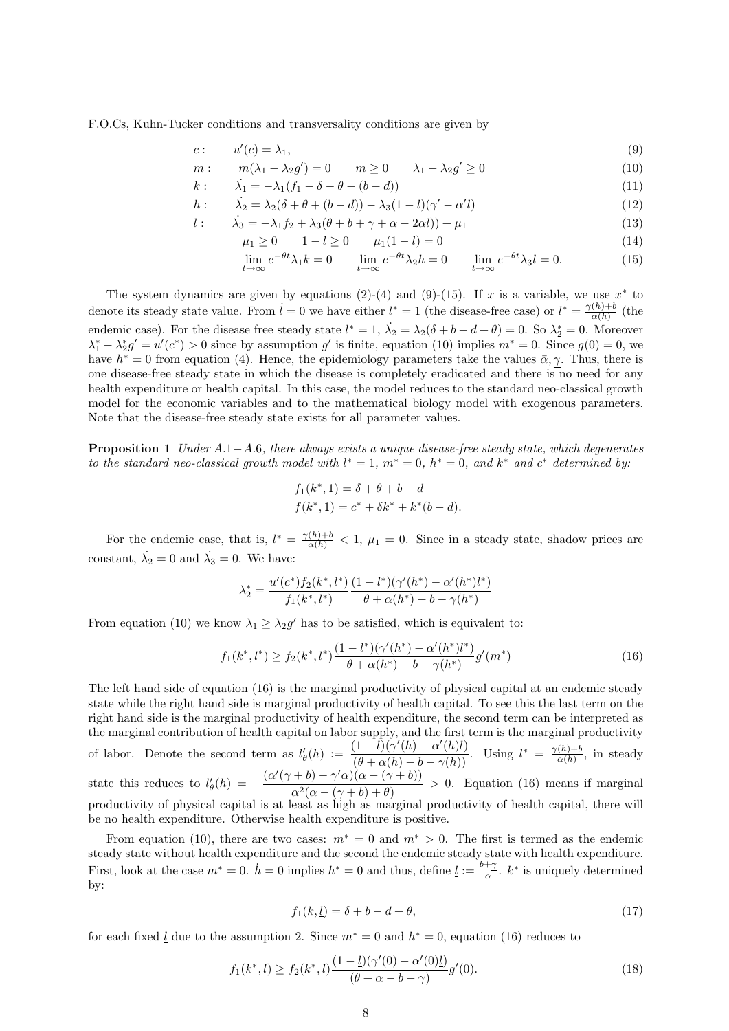F.O.Cs, Kuhn-Tucker conditions and transversality conditions are given by

$$c: \qquad u'(c) = \lambda_1, \tag{9}$$

$$m: \qquad m(\lambda_1 - \lambda_2 g') = 0 \qquad m \geq 0 \qquad \lambda_1 - \lambda_2 g' \geq 0 \tag{10}$$

$$k: \qquad \dot{\lambda_1} = -\lambda_1 (f_1 - \delta - \theta - (b-d)) \tag{11}$$

$$h: \qquad \dot{\lambda_2} = \lambda_2(\delta + \theta + (b-d)) - \lambda_3(1-l)(\gamma' - \alpha' l) \tag{12}$$

$$l: \qquad \dot{\lambda_3} = -\lambda_1 f_2 + \lambda_3(\theta + b + \gamma + \alpha - 2\alpha l)) + \mu_1 \tag{13}$$

$$\mu_1 \geq 0 \qquad 1 - l \geq 0 \qquad \mu_1(1-l) = 0 \tag{14}$$

$$\lim_{t\to\infty} e^{-\theta t}\lambda_1 k = 0 \qquad \lim_{t\to\infty} e^{-\theta t}\lambda_2 h = 0 \qquad \lim_{t\to\infty} e^{-\theta t}\lambda_3 l = 0. \tag{15}$$

The system dynamics are given by equations (2)-(4) and (9)-(15). If $x$ is a variable, we use $x^*$ to denote its steady state value. From $\dot{l} = 0$ we have either $l^* = 1$ (the disease-free case) or $l^* = \frac{\gamma(h)+b}{\alpha(h)}$ (the endemic case). For the disease free steady state $l^* = 1$, $\dot{\lambda_2} = \lambda_2(\delta + b - d + \theta) = 0$. So $\lambda_2^* = 0$. Moreover $\lambda_1^* - \lambda_2^* g' = u'(c^*) > 0$ since by assumption $g'$ is finite, equation (10) implies $m^* = 0$. Since $g(0) = 0$, we have $h^* = 0$ from equation (4). Hence, the epidemiology parameters take the values $\bar{\alpha}, \underline{\gamma}$. Thus, there is one disease-free steady state in which the disease is completely eradicated and there is no need for any health expenditure or health capital. In this case, the model reduces to the standard neo-classical growth model for the economic variables and to the mathematical biology model with exogenous parameters. Note that the disease-free steady state exists for all parameter values.

**Proposition 1** *Under A.1−A.6, there always exists a unique disease-free steady state, which degenerates to the standard neo-classical growth model with $l^* = 1$, $m^* = 0$, $h^* = 0$, and $k^*$ and $c^*$ determined by:*

$$f_1(k^*, 1) = \delta + \theta + b - d$$
$$f(k^*, 1) = c^* + \delta k^* + k^*(b-d).$$

For the endemic case, that is, $l^* = \frac{\gamma(h)+b}{\alpha(h)} < 1$, $\mu_1 = 0$. Since in a steady state, shadow prices are constant, $\dot{\lambda_2} = 0$ and $\dot{\lambda_3} = 0$. We have:

$$\lambda_2^* = \frac{u'(c^*) f_2(k^*, l^*)}{f_1(k^*, l^*)} \frac{(1-l^*)(\gamma'(h^*) - \alpha'(h^*) l^*)}{\theta + \alpha(h^*) - b - \gamma(h^*)}$$

From equation (10) we know $\lambda_1 \geq \lambda_2 g'$ has to be satisfied, which is equivalent to:

$$f_1(k^*, l^*) \geq f_2(k^*, l^*) \frac{(1-l^*)(\gamma'(h^*) - \alpha'(h^*) l^*)}{\theta + \alpha(h^*) - b - \gamma(h^*)} g'(m^*) \tag{16}$$

The left hand side of equation (16) is the marginal productivity of physical capital at an endemic steady state while the right hand side is marginal productivity of health capital. To see this the last term on the right hand side is the marginal productivity of health expenditure, the second term can be interpreted as the marginal contribution of health capital on labor supply, and the first term is the marginal productivity of labor. Denote the second term as $l'_\theta(h) := \dfrac{(1-l)(\gamma'(h) - \alpha'(h) l)}{(\theta + \alpha(h) - b - \gamma(h))}$. Using $l^* = \frac{\gamma(h)+b}{\alpha(h)}$, in steady state this reduces to $l'_\theta(h) = -\dfrac{(\alpha'(\gamma+b) - \gamma'\alpha)(\alpha - (\gamma+b))}{\alpha^2(\alpha - (\gamma+b) + \theta)} > 0$. Equation (16) means if marginal productivity of physical capital is at least as high as marginal productivity of health capital, there will be no health expenditure. Otherwise health expenditure is positive.

From equation (10), there are two cases: $m^* = 0$ and $m^* > 0$. The first is termed as the endemic steady state without health expenditure and the second the endemic steady state with health expenditure. First, look at the case $m^* = 0$. $\dot{h} = 0$ implies $h^* = 0$ and thus, define $\underline{l} := \frac{b+\gamma}{\overline{\alpha}}$. $k^*$ is uniquely determined by:

$$f_1(k, \underline{l}) = \delta + b - d + \theta, \tag{17}$$

for each fixed $\underline{l}$ due to the assumption 2. Since $m^* = 0$ and $h^* = 0$, equation (16) reduces to

$$f_1(k^*, \underline{l}) \geq f_2(k^*, \underline{l}) \frac{(1-\underline{l})(\gamma'(0) - \alpha'(0)\underline{l})}{(\theta + \overline{\alpha} - b - \underline{\gamma})} g'(0). \tag{18}$$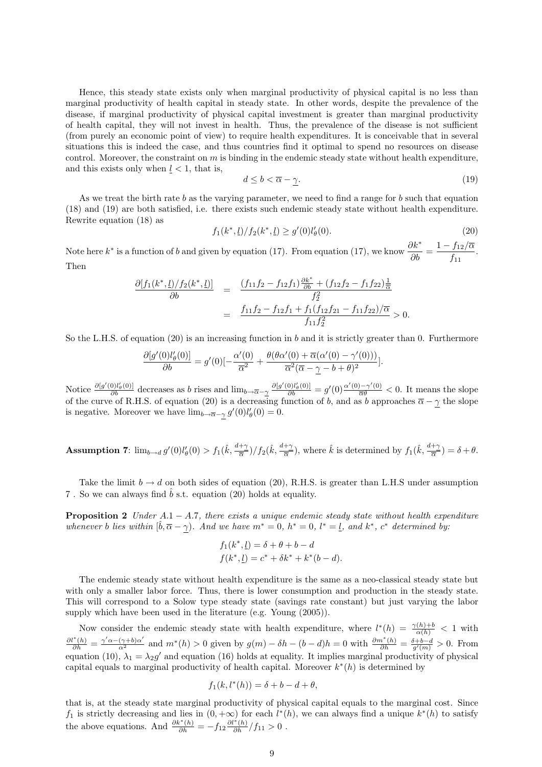Hence, this steady state exists only when marginal productivity of physical capital is no less than marginal productivity of health capital in steady state. In other words, despite the prevalence of the disease, if marginal productivity of physical capital investment is greater than marginal productivity of health capital, they will not invest in health. Thus, the prevalence of the disease is not sufficient (from purely an economic point of view) to require health expenditures. It is conceivable that in several situations this is indeed the case, and thus countries find it optimal to spend no resources on disease control. Moreover, the constraint on $m$ is binding in the endemic steady state without health expenditure, and this exists only when $\underline{l} < 1$, that is,

$$d \leq b < \overline{\alpha} - \underline{\gamma}. \tag{19}$$

As we treat the birth rate $b$ as the varying parameter, we need to find a range for $b$ such that equation (18) and (19) are both satisfied, i.e. there exists such endemic steady state without health expenditure. Rewrite equation (18) as

$$f_1(k^*, \underline{l})/f_2(k^*, \underline{l}) \geq g'(0)l'_\theta(0). \tag{20}$$

Note here $k^*$ is a function of $b$ and given by equation (17). From equation (17), we know $\frac{\partial k^*}{\partial b} = \frac{1 - f_{12}/\overline{\alpha}}{f_{11}}$. Then

$$\begin{aligned}
\frac{\partial [f_1(k^*, \underline{l})/f_2(k^*, \underline{l})]}{\partial b} &= \frac{(f_{11}f_2 - f_{12}f_1)\frac{\partial k^*}{\partial b} + (f_{12}f_2 - f_1 f_{22})\frac{1}{\overline{\alpha}}}{f_2^2} \\
&= \frac{f_{11}f_2 - f_{12}f_1 + f_1(f_{12}f_{21} - f_{11}f_{22})/\overline{\alpha}}{f_{11}f_2^2} > 0.
\end{aligned}$$

So the L.H.S. of equation (20) is an increasing function in $b$ and it is strictly greater than 0. Furthermore

$$\frac{\partial [g'(0)l'_\theta(0)]}{\partial b} = g'(0)[-\frac{\alpha'(0)}{\overline{\alpha}^2} + \frac{\theta(\theta\alpha'(0) + \overline{\alpha}(\alpha'(0) - \gamma'(0)))}{\overline{\alpha}^2(\overline{\alpha} - \underline{\gamma} - b + \theta)^2}].$$

Notice $\frac{\partial [g'(0)l'_\theta(0)]}{\partial b}$ decreases as $b$ rises and $\lim_{b \to \overline{\alpha} - \underline{\gamma}} \frac{\partial [g'(0)l'_\theta(0)]}{\partial b} = g'(0)\frac{\alpha'(0) - \gamma'(0)}{\overline{\alpha}\theta} < 0$. It means the slope of the curve of R.H.S. of equation (20) is a decreasing function of $b$, and as $b$ approaches $\overline{\alpha} - \underline{\gamma}$ the slope is negative. Moreover we have $\lim_{b \to \overline{\alpha} - \underline{\gamma}} g'(0)l'_\theta(0) = 0$.

**Assumption 7**: $\lim_{b \to d} g'(0)l'_\theta(0) > f_1(\hat{k}, \frac{d+\gamma}{\overline{\alpha}})/f_2(\hat{k}, \frac{d+\gamma}{\overline{\alpha}})$, where $\hat{k}$ is determined by $f_1(\hat{k}, \frac{d+\gamma}{\overline{\alpha}}) = \delta + \theta$.

Take the limit $b \to d$ on both sides of equation (20), R.H.S. is greater than L.H.S under assumption 7 . So we can always find $\hat{b}$ s.t. equation (20) holds at equality.

**Proposition 2** *Under A.1 − A.7, there exists a unique endemic steady state without health expenditure whenever $b$ lies within $[\hat{b}, \overline{\alpha} - \underline{\gamma})$. And we have $m^* = 0$, $h^* = 0$, $l^* = \underline{l}$, and $k^*$, $c^*$ determined by:*

$$f_1(k^*, \underline{l}) = \delta + \theta + b - d$$
$$f(k^*, \underline{l}) = c^* + \delta k^* + k^*(b - d).$$

The endemic steady state without health expenditure is the same as a neo-classical steady state but with only a smaller labor force. Thus, there is lower consumption and production in the steady state. This will correspond to a Solow type steady state (savings rate constant) but just varying the labor supply which have been used in the literature (e.g. Young (2005)).

Now consider the endemic steady state with health expenditure, where $l^*(h) = \frac{\gamma(h)+b}{\alpha(h)} < 1$ with $\frac{\partial l^*(h)}{\partial h} = \frac{\gamma'\alpha - (\gamma+b)\alpha'}{\alpha^2}$ and $m^*(h) > 0$ given by $g(m) - \delta h - (b-d)h = 0$ with $\frac{\partial m^*(h)}{\partial h} = \frac{\delta+b-d}{g'(m)} > 0$. From equation (10), $\lambda_1 = \lambda_2 g'$ and equation (16) holds at equality. It implies marginal productivity of physical capital equals to marginal productivity of health capital. Moreover $k^*(h)$ is determined by

$$f_1(k, l^*(h)) = \delta + b - d + \theta,$$

that is, at the steady state marginal productivity of physical capital equals to the marginal cost. Since $f_1$ is strictly decreasing and lies in $(0, +\infty)$ for each $l^*(h)$, we can always find a unique $k^*(h)$ to satisfy the above equations. And $\frac{\partial k^*(h)}{\partial h} = -f_{12}\frac{\partial l^*(h)}{\partial h}/f_{11} > 0$ .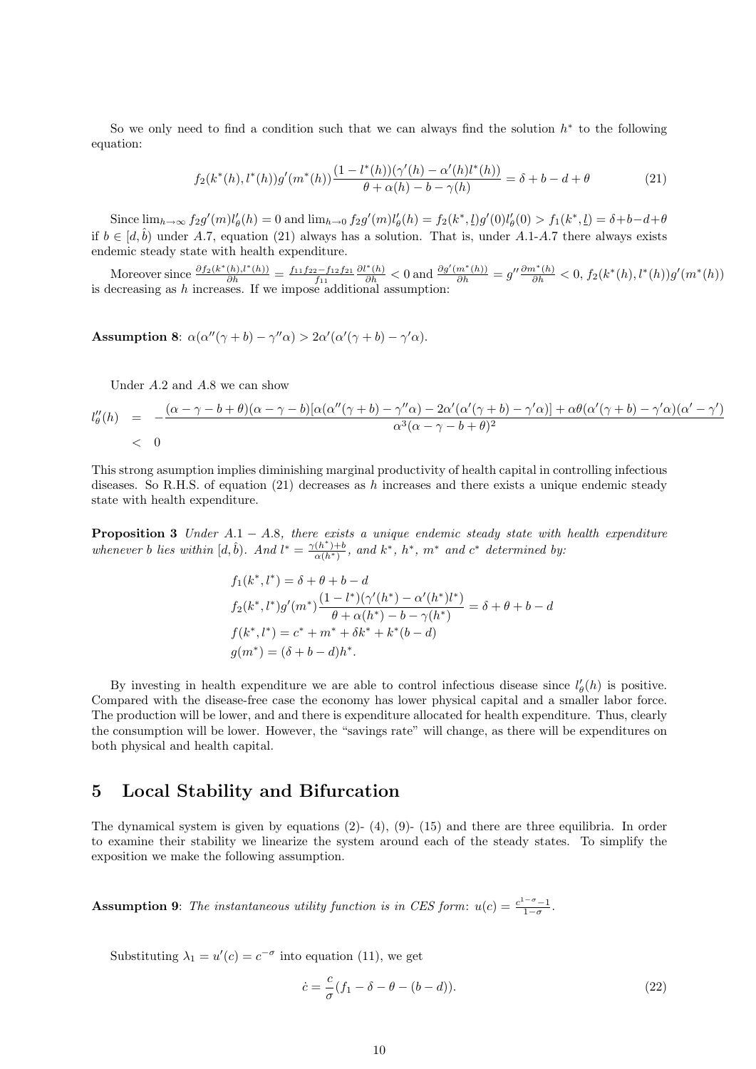So we only need to find a condition such that we can always find the solution $h^*$ to the following equation:

$$f_2(k^*(h), l^*(h))g'(m^*(h))\frac{(1-l^*(h))(\gamma'(h)-\alpha'(h)l^*(h))}{\theta+\alpha(h)-b-\gamma(h)} = \delta+b-d+\theta \tag{21}$$

Since $\lim_{h\to\infty} f_2 g'(m)l'_\theta(h) = 0$ and $\lim_{h\to 0} f_2 g'(m)l'_\theta(h) = f_2(k^*, \underline{l})g'(0)l'_\theta(0) > f_1(k^*, \underline{l}) = \delta+b-d+\theta$ if $b \in [d, \hat{b})$ under $A.7$, equation (21) always has a solution. That is, under $A.1$-$A.7$ there always exists endemic steady state with health expenditure.

Moreover since $\frac{\partial f_2(k^*(h), l^*(h))}{\partial h} = \frac{f_{11}f_{22}-f_{12}f_{21}}{f_{11}}\frac{\partial l^*(h)}{\partial h} < 0$ and $\frac{\partial g'(m^*(h))}{\partial h} = g''\frac{\partial m^*(h)}{\partial h} < 0$, $f_2(k^*(h), l^*(h))g'(m^*(h))$ is decreasing as $h$ increases. If we impose additional assumption:

**Assumption 8**: $\alpha(\alpha''(\gamma+b)-\gamma''\alpha) > 2\alpha'(\alpha'(\gamma+b)-\gamma'\alpha)$.

Under $A.2$ and $A.8$ we can show

$$\begin{aligned} l''_\theta(h) &= -\frac{(\alpha-\gamma-b+\theta)(\alpha-\gamma-b)[\alpha(\alpha''(\gamma+b)-\gamma''\alpha)-2\alpha'(\alpha'(\gamma+b)-\gamma'\alpha)]+\alpha\theta(\alpha'(\gamma+b)-\gamma'\alpha)(\alpha'-\gamma')}{\alpha^3(\alpha-\gamma-b+\theta)^2} \\ &< 0 \end{aligned}$$

This strong asumption implies diminishing marginal productivity of health capital in controlling infectious diseases. So R.H.S. of equation (21) decreases as $h$ increases and there exists a unique endemic steady state with health expenditure.

**Proposition 3** *Under $A.1-A.8$, there exists a unique endemic steady state with health expenditure whenever $b$ lies within $[d, \hat{b})$. And $l^* = \frac{\gamma(h^*)+b}{\alpha(h^*)}$, and $k^*$, $h^*$, $m^*$ and $c^*$ determined by:*

$$\begin{aligned} &f_1(k^*, l^*) = \delta+\theta+b-d \\ &f_2(k^*, l^*)g'(m^*)\frac{(1-l^*)(\gamma'(h^*)-\alpha'(h^*)l^*)}{\theta+\alpha(h^*)-b-\gamma(h^*)} = \delta+\theta+b-d \\ &f(k^*, l^*) = c^*+m^*+\delta k^*+k^*(b-d) \\ &g(m^*) = (\delta+b-d)h^*. \end{aligned}$$

By investing in health expenditure we are able to control infectious disease since $l'_\theta(h)$ is positive. Compared with the disease-free case the economy has lower physical capital and a smaller labor force. The production will be lower, and and there is expenditure allocated for health expenditure. Thus, clearly the consumption will be lower. However, the "savings rate" will change, as there will be expenditures on both physical and health capital.

## 5 Local Stability and Bifurcation

The dynamical system is given by equations (2)- (4), (9)- (15) and there are three equilibria. In order to examine their stability we linearize the system around each of the steady states. To simplify the exposition we make the following assumption.

**Assumption 9**: *The instantaneous utility function is in CES form: $u(c) = \frac{c^{1-\sigma}-1}{1-\sigma}$.*

Substituting $\lambda_1 = u'(c) = c^{-\sigma}$ into equation (11), we get

$$\dot{c} = \frac{c}{\sigma}(f_1-\delta-\theta-(b-d)). \tag{22}$$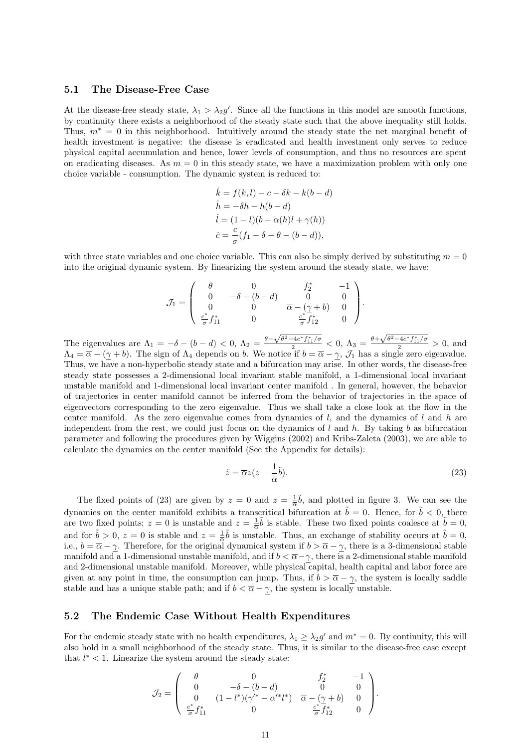### 5.1 The Disease-Free Case

At the disease-free steady state, $\lambda_1 > \lambda_2 g'$. Since all the functions in this model are smooth functions, by continuity there exists a neighborhood of the steady state such that the above inequality still holds. Thus, $m^* = 0$ in this neighborhood. Intuitively around the steady state the net marginal benefit of health investment is negative: the disease is eradicated and health investment only serves to reduce physical capital accumulation and hence, lower levels of consumption, and thus no resources are spent on eradicating diseases. As $m = 0$ in this steady state, we have a maximization problem with only one choice variable - consumption. The dynamic system is reduced to:

$$
\begin{aligned}
\dot{k} &= f(k,l) - c - \delta k - k(b-d) \\
\dot{h} &= -\delta h - h(b-d) \\
\dot{l} &= (1-l)(b - \alpha(h)l + \gamma(h)) \\
\dot{c} &= \frac{c}{\sigma}(f_1 - \delta - \theta - (b-d)),
\end{aligned}
$$

with three state variables and one choice variable. This can also be simply derived by substituting $m = 0$ into the original dynamic system. By linearizing the system around the steady state, we have:

$$
\mathcal{J}_1 = \begin{pmatrix} \theta & 0 & f_2^* & -1 \\ 0 & -\delta-(b-d) & 0 & 0 \\ 0 & 0 & \overline{\alpha} - (\underline{\gamma} + b) & 0 \\ \frac{c^*}{\sigma} f_{11}^* & 0 & \frac{c^*}{\sigma} f_{12}^* & 0 \end{pmatrix}.
$$

The eigenvalues are $\Lambda_1 = -\delta - (b-d) < 0$, $\Lambda_2 = \frac{\theta - \sqrt{\theta^2 - 4c^* f_{11}^*/\sigma}}{2} < 0$, $\Lambda_3 = \frac{\theta + \sqrt{\theta^2 - 4c^* f_{11}^*/\sigma}}{2} > 0$, and $\Lambda_4 = \overline{\alpha} - (\underline{\gamma} + b)$. The sign of $\Lambda_4$ depends on $b$. We notice if $b = \overline{\alpha} - \underline{\gamma}$, $\mathcal{J}_1$ has a single zero eigenvalue. Thus, we have a non-hyperbolic steady state and a bifurcation may arise. In other words, the disease-free steady state possesses a 2-dimensional local invariant stable manifold, a 1-dimensional local invariant unstable manifold and 1-dimensional local invariant center manifold . In general, however, the behavior of trajectories in center manifold cannot be inferred from the behavior of trajectories in the space of eigenvectors corresponding to the zero eigenvalue. Thus we shall take a close look at the flow in the center manifold. As the zero eigenvalue comes from dynamics of $l$, and the dynamics of $l$ and $h$ are independent from the rest, we could just focus on the dynamics of $l$ and $h$. By taking $b$ as bifurcation parameter and following the procedures given by Wiggins (2002) and Kribs-Zaleta (2003), we are able to calculate the dynamics on the center manifold (See the Appendix for details):

$$
\dot{z} = \overline{\alpha} z (z - \frac{1}{\overline{\alpha}} \tilde{b}). \tag{23}
$$

The fixed points of (23) are given by $z = 0$ and $z = \frac{1}{\overline{\alpha}}\tilde{b}$, and plotted in figure 3. We can see the dynamics on the center manifold exhibits a transcritical bifurcation at $\tilde{b} = 0$. Hence, for $\tilde{b} < 0$, there are two fixed points; $z = 0$ is unstable and $z = \frac{1}{\overline{\alpha}}\tilde{b}$ is stable. These two fixed points coalesce at $\tilde{b} = 0$, and for $\tilde{b} > 0$, $z = 0$ is stable and $z = \frac{1}{\overline{\alpha}}\tilde{b}$ is unstable. Thus, an exchange of stability occurs at $\tilde{b} = 0$, i.e., $b = \overline{\alpha} - \underline{\gamma}$. Therefore, for the original dynamical system if $b > \overline{\alpha} - \underline{\gamma}$, there is a 3-dimensional stable manifold and a 1-dimensional unstable manifold, and if $b < \overline{\alpha} - \underline{\gamma}$, there is a 2-dimensional stable manifold and 2-dimensional unstable manifold. Moreover, while physical capital, health capital and labor force are given at any point in time, the consumption can jump. Thus, if $b > \overline{\alpha} - \underline{\gamma}$, the system is locally saddle stable and has a unique stable path; and if $b < \overline{\alpha} - \underline{\gamma}$, the system is locally unstable.

### 5.2 The Endemic Case Without Health Expenditures

For the endemic steady state with no health expenditures, $\lambda_1 \geq \lambda_2 g'$ and $m^* = 0$. By continuity, this will also hold in a small neighborhood of the steady state. Thus, it is similar to the disease-free case except that $l^* < 1$. Linearize the system around the steady state:

$$
\mathcal{J}_2 = \begin{pmatrix} \theta & 0 & f_2^* & -1 \\ 0 & -\delta-(b-d) & 0 & 0 \\ 0 & (1-l^*)(\gamma'^* - \alpha'^* l^*) & \overline{\alpha} - (\underline{\gamma} + b) & 0 \\ \frac{c^*}{\sigma} f_{11}^* & 0 & \frac{c^*}{\sigma} f_{12}^* & 0 \end{pmatrix}.
$$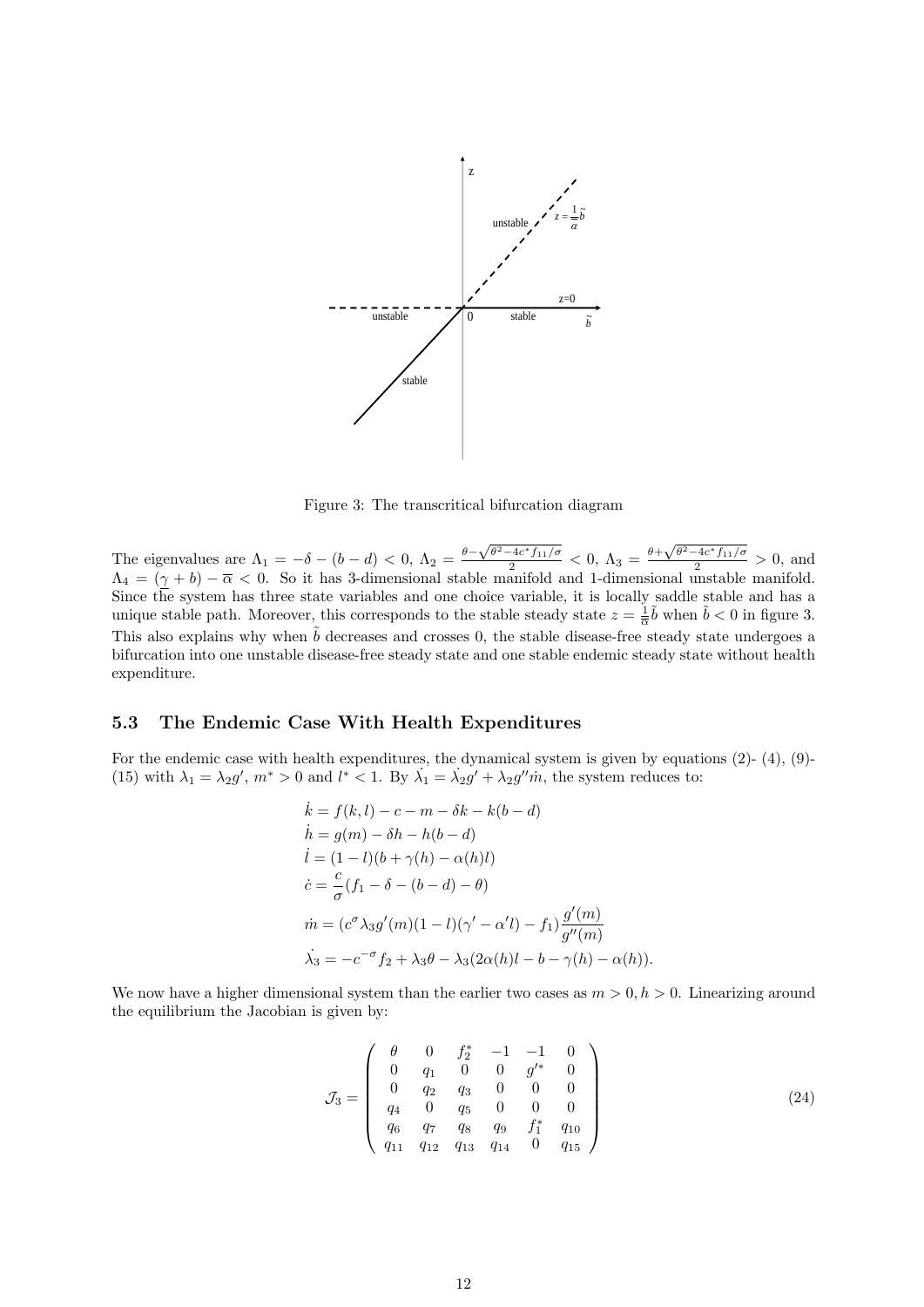Figure 3: The transcritical bifurcation diagram

The eigenvalues are $\Lambda_1 = -\delta - (b-d) < 0$, $\Lambda_2 = \frac{\theta - \sqrt{\theta^2 - 4c^* f_{11}/\sigma}}{2} < 0$, $\Lambda_3 = \frac{\theta + \sqrt{\theta^2 - 4c^* f_{11}/\sigma}}{2} > 0$, and $\Lambda_4 = (\gamma + b) - \overline{\alpha} < 0$. So it has 3-dimensional stable manifold and 1-dimensional unstable manifold. Since the system has three state variables and one choice variable, it is locally saddle stable and has a unique stable path. Moreover, this corresponds to the stable steady state $z = \frac{1}{\overline{\alpha}}\tilde{b}$ when $\tilde{b} < 0$ in figure 3. This also explains why when $\tilde{b}$ decreases and crosses 0, the stable disease-free steady state undergoes a bifurcation into one unstable disease-free steady state and one stable endemic steady state without health expenditure.

### 5.3 The Endemic Case With Health Expenditures

For the endemic case with health expenditures, the dynamical system is given by equations (2)- (4), (9)-(15) with $\lambda_1 = \lambda_2 g'$, $m^* > 0$ and $l^* < 1$. By $\dot{\lambda_1} = \dot{\lambda_2} g' + \lambda_2 g'' \dot{m}$, the system reduces to:

$$
\begin{aligned}
\dot{k} &= f(k,l) - c - m - \delta k - k(b-d) \\
\dot{h} &= g(m) - \delta h - h(b-d) \\
\dot{l} &= (1-l)(b + \gamma(h) - \alpha(h)l) \\
\dot{c} &= \frac{c}{\sigma}(f_1 - \delta - (b-d) - \theta) \\
\dot{m} &= (c^{\sigma}\lambda_3 g'(m)(1-l)(\gamma' - \alpha' l) - f_1)\frac{g'(m)}{g''(m)} \\
\dot{\lambda_3} &= -c^{-\sigma} f_2 + \lambda_3\theta - \lambda_3(2\alpha(h)l - b - \gamma(h) - \alpha(h)).
\end{aligned}
$$

We now have a higher dimensional system than the earlier two cases as $m > 0, h > 0$. Linearizing around the equilibrium the Jacobian is given by:

$$
\mathcal{J}_3 = \begin{pmatrix}
\theta & 0 & f_2^* & -1 & -1 & 0 \\
0 & q_1 & 0 & 0 & g'^* & 0 \\
0 & q_2 & q_3 & 0 & 0 & 0 \\
q_4 & 0 & q_5 & 0 & 0 & 0 \\
q_6 & q_7 & q_8 & q_9 & f_1^* & q_{10} \\
q_{11} & q_{12} & q_{13} & q_{14} & 0 & q_{15}
\end{pmatrix} \tag{24}
$$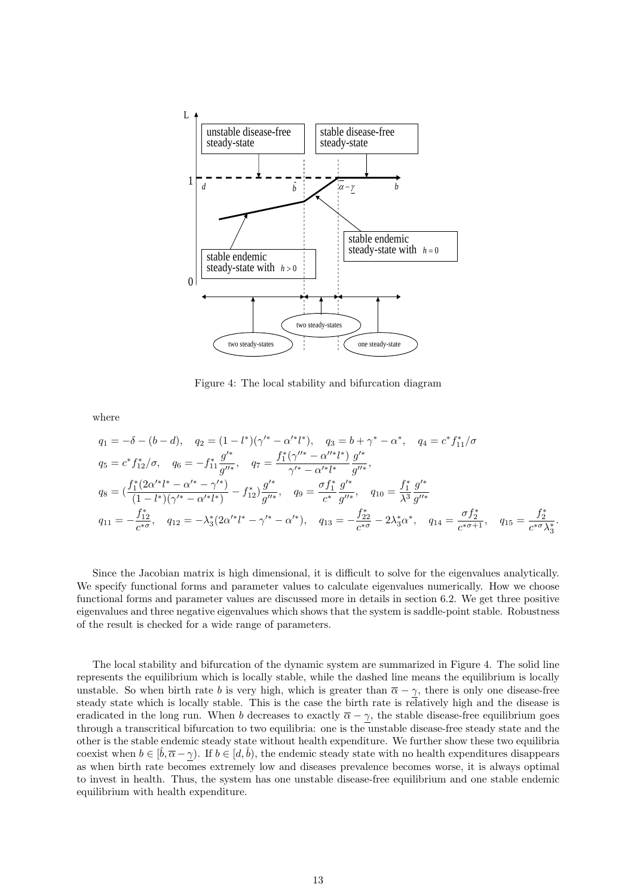Figure 4: The local stability and bifurcation diagram

where

$$q_1 = -\delta - (b-d), \quad q_2 = (1-l^*)(\gamma'^* - \alpha'^* l^*), \quad q_3 = b + \gamma^* - \alpha^*, \quad q_4 = c^* f_{11}^*/\sigma$$

$$q_5 = c^* f_{12}^*/\sigma, \quad q_6 = -f_{11}^* \frac{g'^*}{g''^*}, \quad q_7 = \frac{f_1^*(\gamma''^* - \alpha''^* l^*)}{\gamma'^* - \alpha'^* l^*} \frac{g'^*}{g''^*},$$

$$q_8 = \left(\frac{f_1^*(2\alpha'^* l^* - \alpha'^* - \gamma'^*)}{(1-l^*)(\gamma'^* - \alpha'^* l^*)} - f_{12}^*\right)\frac{g'^*}{g''^*}, \quad q_9 = \frac{\sigma f_1^*}{c^*}\frac{g'^*}{g''^*}, \quad q_{10} = \frac{f_1^*}{\lambda^3}\frac{g'^*}{g''^*}$$

$$q_{11} = -\frac{f_{12}^*}{c^{*\sigma}}, \quad q_{12} = -\lambda_3^*(2\alpha'^* l^* - \gamma'^* - \alpha'^*), \quad q_{13} = -\frac{f_{22}^*}{c^{*\sigma}} - 2\lambda_3^*\alpha^*, \quad q_{14} = \frac{\sigma f_2^*}{c^{*\sigma+1}}, \quad q_{15} = \frac{f_2^*}{c^{*\sigma}\lambda_3^*}.$$

Since the Jacobian matrix is high dimensional, it is difficult to solve for the eigenvalues analytically. We specify functional forms and parameter values to calculate eigenvalues numerically. How we choose functional forms and parameter values are discussed more in details in section 6.2. We get three positive eigenvalues and three negative eigenvalues which shows that the system is saddle-point stable. Robustness of the result is checked for a wide range of parameters.

The local stability and bifurcation of the dynamic system are summarized in Figure 4. The solid line represents the equilibrium which is locally stable, while the dashed line means the equilibrium is locally unstable. So when birth rate $b$ is very high, which is greater than $\overline{\alpha} - \underline{\gamma}$, there is only one disease-free steady state which is locally stable. This is the case the birth rate is relatively high and the disease is eradicated in the long run. When $b$ decreases to exactly $\overline{\alpha} - \underline{\gamma}$, the stable disease-free equilibrium goes through a transcritical bifurcation to two equilibria: one is the unstable disease-free steady state and the other is the stable endemic steady state without health expenditure. We further show these two equilibria coexist when $b \in [\hat{b}, \overline{\alpha} - \underline{\gamma})$. If $b \in [d, \hat{b})$, the endemic steady state with no health expenditures disappears as when birth rate becomes extremely low and diseases prevalence becomes worse, it is always optimal to invest in health. Thus, the system has one unstable disease-free equilibrium and one stable endemic equilibrium with health expenditure.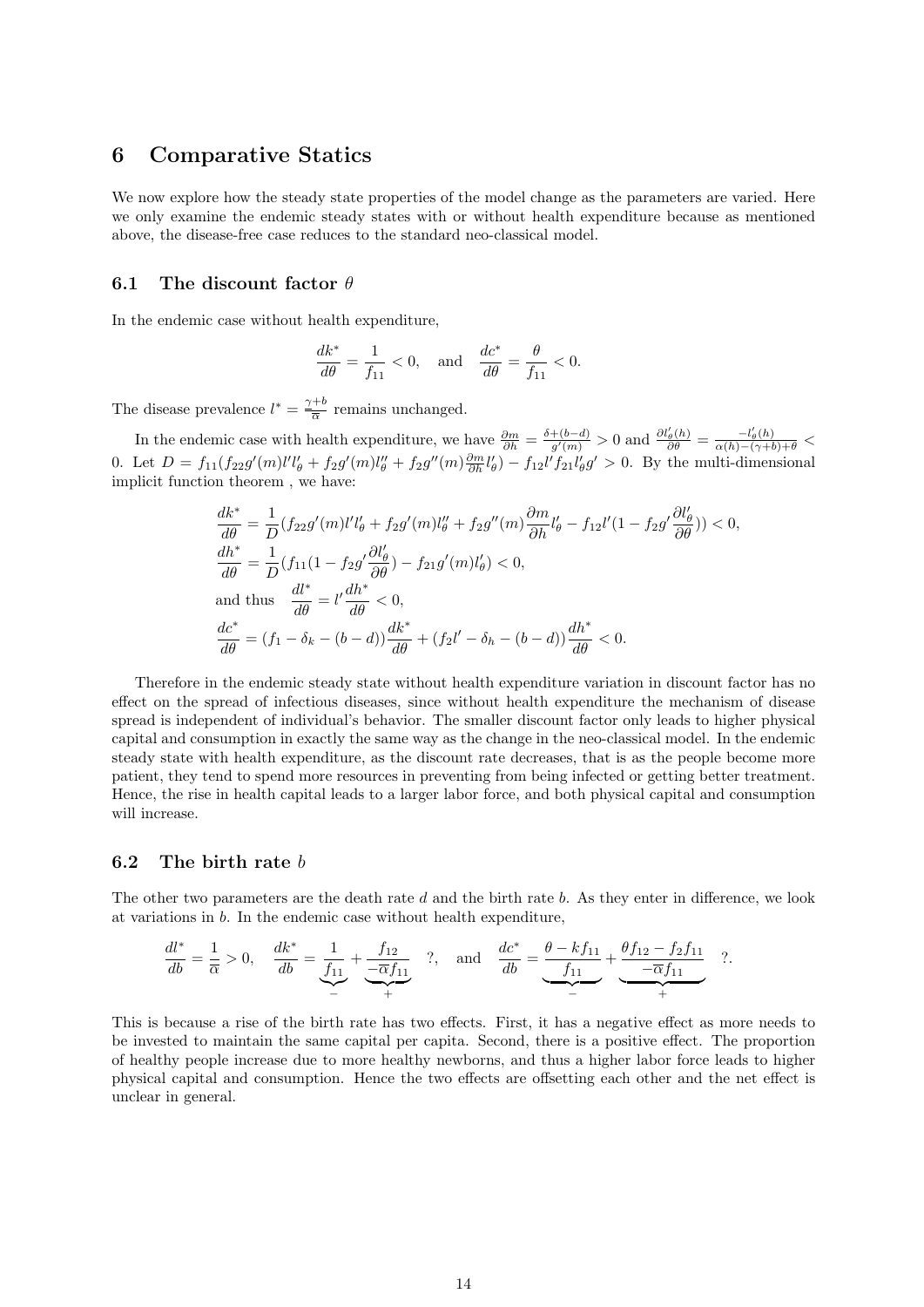## 6 Comparative Statics

We now explore how the steady state properties of the model change as the parameters are varied. Here we only examine the endemic steady states with or without health expenditure because as mentioned above, the disease-free case reduces to the standard neo-classical model.

### 6.1 The discount factor $\theta$

In the endemic case without health expenditure,

$$\frac{dk^*}{d\theta} = \frac{1}{f_{11}} < 0, \quad \text{and} \quad \frac{dc^*}{d\theta} = \frac{\theta}{f_{11}} < 0.$$

The disease prevalence $l^* = \frac{\gamma+b}{\overline{\alpha}}$ remains unchanged.

In the endemic case with health expenditure, we have $\frac{\partial m}{\partial h} = \frac{\delta+(b-d)}{g'(m)} > 0$ and $\frac{\partial l'_\theta(h)}{\partial \theta} = \frac{-l'_\theta(h)}{\alpha(h)-(\gamma+b)+\theta} < 0$. Let $D = f_{11}(f_{22}g'(m)l'l'_\theta + f_2 g'(m)l''_\theta + f_2 g''(m)\frac{\partial m}{\partial h}l'_\theta) - f_{12}l'f_{21}l'_\theta g' > 0$. By the multi-dimensional implicit function theorem , we have:

$$\begin{aligned}
\frac{dk^*}{d\theta} &= \frac{1}{D}(f_{22}g'(m)l'l'_\theta + f_2 g'(m)l''_\theta + f_2 g''(m)\frac{\partial m}{\partial h}l'_\theta - f_{12}l'(1 - f_2 g'\frac{\partial l'_\theta}{\partial \theta})) < 0, \\
\frac{dh^*}{d\theta} &= \frac{1}{D}(f_{11}(1 - f_2 g'\frac{\partial l'_\theta}{\partial \theta}) - f_{21}g'(m)l'_\theta) < 0, \\
\text{and thus} \quad \frac{dl^*}{d\theta} &= l'\frac{dh^*}{d\theta} < 0, \\
\frac{dc^*}{d\theta} &= (f_1 - \delta_k - (b-d))\frac{dk^*}{d\theta} + (f_2 l' - \delta_h - (b-d))\frac{dh^*}{d\theta} < 0.
\end{aligned}$$

Therefore in the endemic steady state without health expenditure variation in discount factor has no effect on the spread of infectious diseases, since without health expenditure the mechanism of disease spread is independent of individual's behavior. The smaller discount factor only leads to higher physical capital and consumption in exactly the same way as the change in the neo-classical model. In the endemic steady state with health expenditure, as the discount rate decreases, that is as the people become more patient, they tend to spend more resources in preventing from being infected or getting better treatment. Hence, the rise in health capital leads to a larger labor force, and both physical capital and consumption will increase.

### 6.2 The birth rate $b$

The other two parameters are the death rate $d$ and the birth rate $b$. As they enter in difference, we look at variations in $b$. In the endemic case without health expenditure,

$$\frac{dl^*}{db} = \frac{1}{\overline{\alpha}} > 0, \quad \frac{dk^*}{db} = \underbrace{\frac{1}{f_{11}}}_{-} + \underbrace{\frac{f_{12}}{-\overline{\alpha}f_{11}}}_{+} \quad ?, \quad \text{and} \quad \frac{dc^*}{db} = \underbrace{\frac{\theta - kf_{11}}{f_{11}}}_{-} + \underbrace{\frac{\theta f_{12} - f_2 f_{11}}{-\overline{\alpha}f_{11}}}_{+} \quad ?.$$

This is because a rise of the birth rate has two effects. First, it has a negative effect as more needs to be invested to maintain the same capital per capita. Second, there is a positive effect. The proportion of healthy people increase due to more healthy newborns, and thus a higher labor force leads to higher physical capital and consumption. Hence the two effects are offsetting each other and the net effect is unclear in general.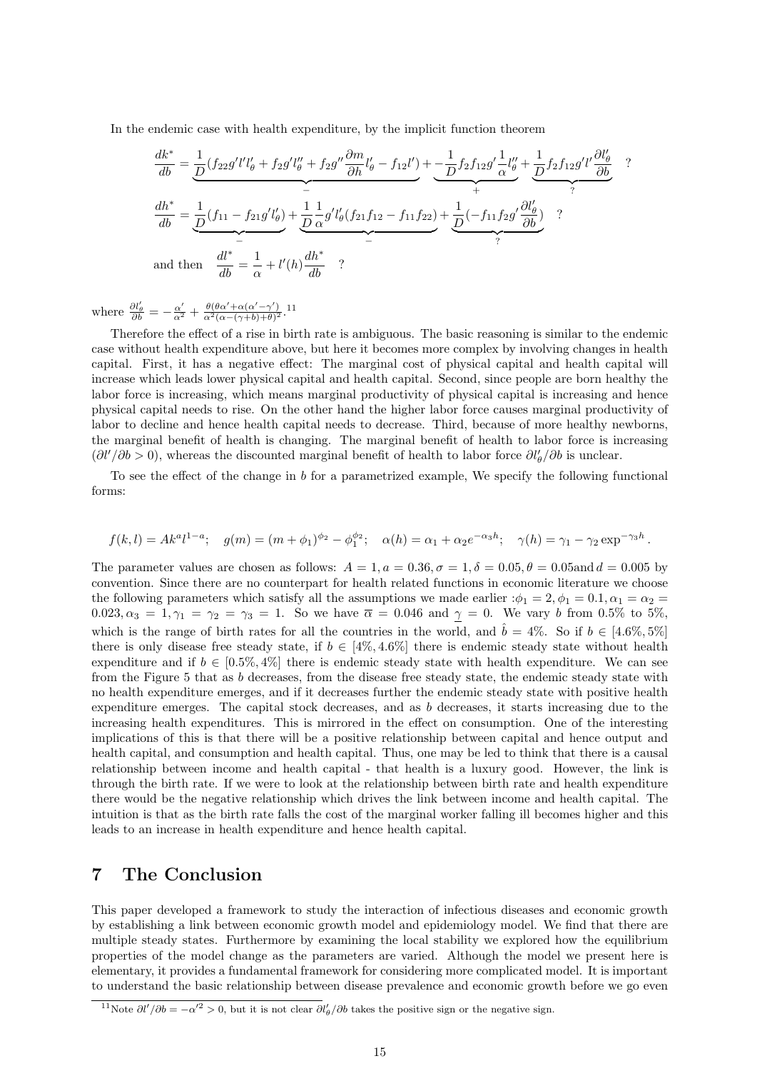In the endemic case with health expenditure, by the implicit function theorem

$$
\begin{aligned}
\frac{dk^*}{db} &= \underbrace{\frac{1}{D}(f_{22}g'l'l'_\theta + f_2 g'l''_\theta + f_2 g''\frac{\partial m}{\partial h}l'_\theta - f_{12}l')}_{-} + \underbrace{-\frac{1}{D}f_2 f_{12}g'\frac{1}{\alpha}l''_\theta}_{+} + \underbrace{\frac{1}{D}f_2 f_{12}g'l'\frac{\partial l'_\theta}{\partial b}}_{?} \quad ? \\
\frac{dh^*}{db} &= \underbrace{\frac{1}{D}(f_{11} - f_{21}g'l'_\theta)}_{-} + \underbrace{\frac{1}{D}\frac{1}{\alpha}g'l'_\theta(f_{21}f_{12} - f_{11}f_{22})}_{-} + \underbrace{\frac{1}{D}(-f_{11}f_2 g'\frac{\partial l'_\theta}{\partial b})}_{?} \quad ? \\
\text{and then} \quad \frac{dl^*}{db} &= \frac{1}{\alpha} + l'(h)\frac{dh^*}{db} \quad ?
\end{aligned}
$$

where $\frac{\partial l'_\theta}{\partial b} = -\frac{\alpha'}{\alpha^2} + \frac{\theta(\theta\alpha' + \alpha(\alpha' - \gamma'))}{\alpha^2(\alpha - (\gamma + b) + \theta)^2}$.[11]

Therefore the effect of a rise in birth rate is ambiguous. The basic reasoning is similar to the endemic case without health expenditure above, but here it becomes more complex by involving changes in health capital. First, it has a negative effect: The marginal cost of physical capital and health capital will increase which leads lower physical capital and health capital. Second, since people are born healthy the labor force is increasing, which means marginal productivity of physical capital is increasing and hence physical capital needs to rise. On the other hand the higher labor force causes marginal productivity of labor to decline and hence health capital needs to decrease. Third, because of more healthy newborns, the marginal benefit of health is changing. The marginal benefit of health to labor force is increasing ($\partial l'/\partial b > 0$), whereas the discounted marginal benefit of health to labor force $\partial l'_\theta/\partial b$ is unclear.

To see the effect of the change in $b$ for a parametrized example, We specify the following functional forms:

$$
f(k,l) = Ak^a l^{1-a}; \quad g(m) = (m + \phi_1)^{\phi_2} - \phi_1^{\phi_2}; \quad \alpha(h) = \alpha_1 + \alpha_2 e^{-\alpha_3 h}; \quad \gamma(h) = \gamma_1 - \gamma_2 \exp^{-\gamma_3 h}.
$$

The parameter values are chosen as follows: $A = 1, a = 0.36, \sigma = 1, \delta = 0.05, \theta = 0.05$and $d = 0.005$ by convention. Since there are no counterpart for health related functions in economic literature we choose the following parameters which satisfy all the assumptions we made earlier :$\phi_1 = 2, \phi_1 = 0.1, \alpha_1 = \alpha_2 = 0.023, \alpha_3 = 1, \gamma_1 = \gamma_2 = \gamma_3 = 1$. So we have $\overline{\alpha} = 0.046$ and $\underline{\gamma} = 0$. We vary $b$ from 0.5% to 5%, which is the range of birth rates for all the countries in the world, and $\hat{b} = 4\%$. So if $b \in [4.6\%, 5\%]$ there is only disease free steady state, if $b \in [4\%, 4.6\%]$ there is endemic steady state without health expenditure and if $b \in [0.5\%, 4\%]$ there is endemic steady state with health expenditure. We can see from the Figure 5 that as $b$ decreases, from the disease free steady state, the endemic steady state with no health expenditure emerges, and if it decreases further the endemic steady state with positive health expenditure emerges. The capital stock decreases, and as $b$ decreases, it starts increasing due to the increasing health expenditures. This is mirrored in the effect on consumption. One of the interesting implications of this is that there will be a positive relationship between capital and hence output and health capital, and consumption and health capital. Thus, one may be led to think that there is a causal relationship between income and health capital - that health is a luxury good. However, the link is through the birth rate. If we were to look at the relationship between birth rate and health expenditure there would be the negative relationship which drives the link between income and health capital. The intuition is that as the birth rate falls the cost of the marginal worker falling ill becomes higher and this leads to an increase in health expenditure and hence health capital.

## 7 The Conclusion

This paper developed a framework to study the interaction of infectious diseases and economic growth by establishing a link between economic growth model and epidemiology model. We find that there are multiple steady states. Furthermore by examining the local stability we explored how the equilibrium properties of the model change as the parameters are varied. Although the model we present here is elementary, it provides a fundamental framework for considering more complicated model. It is important to understand the basic relationship between disease prevalence and economic growth before we go even

[11] Note $\partial l'/\partial b = -\alpha'^2 > 0$, but it is not clear $\partial l'_\theta/\partial b$ takes the positive sign or the negative sign.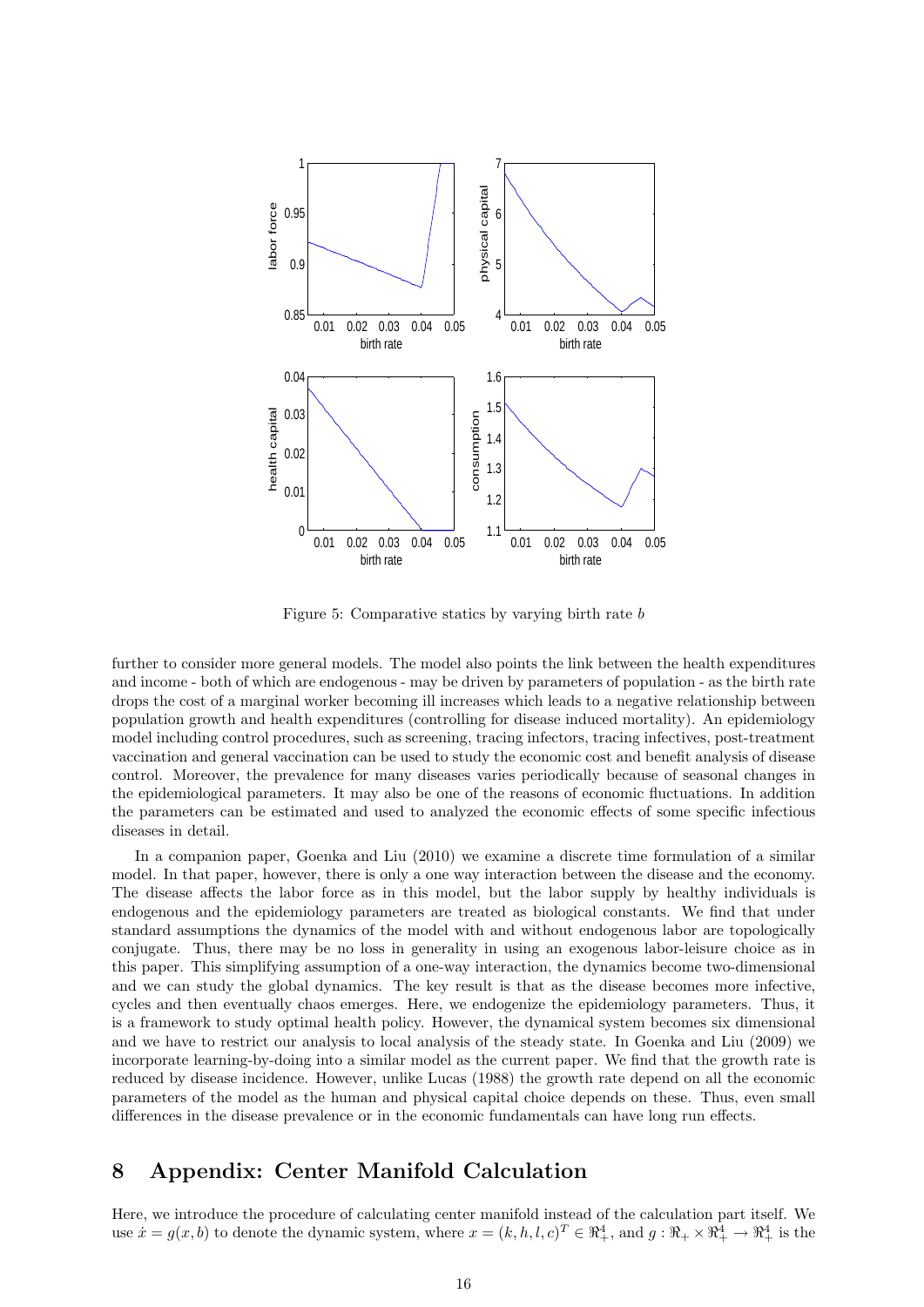Figure 5: Comparative statics by varying birth rate $b$

further to consider more general models. The model also points the link between the health expenditures and income - both of which are endogenous - may be driven by parameters of population - as the birth rate drops the cost of a marginal worker becoming ill increases which leads to a negative relationship between population growth and health expenditures (controlling for disease induced mortality). An epidemiology model including control procedures, such as screening, tracing infectors, tracing infectives, post-treatment vaccination and general vaccination can be used to study the economic cost and benefit analysis of disease control. Moreover, the prevalence for many diseases varies periodically because of seasonal changes in the epidemiological parameters. It may also be one of the reasons of economic fluctuations. In addition the parameters can be estimated and used to analyzed the economic effects of some specific infectious diseases in detail.

In a companion paper, Goenka and Liu (2010) we examine a discrete time formulation of a similar model. In that paper, however, there is only a one way interaction between the disease and the economy. The disease affects the labor force as in this model, but the labor supply by healthy individuals is endogenous and the epidemiology parameters are treated as biological constants. We find that under standard assumptions the dynamics of the model with and without endogenous labor are topologically conjugate. Thus, there may be no loss in generality in using an exogenous labor-leisure choice as in this paper. This simplifying assumption of a one-way interaction, the dynamics become two-dimensional and we can study the global dynamics. The key result is that as the disease becomes more infective, cycles and then eventually chaos emerges. Here, we endogenize the epidemiology parameters. Thus, it is a framework to study optimal health policy. However, the dynamical system becomes six dimensional and we have to restrict our analysis to local analysis of the steady state. In Goenka and Liu (2009) we incorporate learning-by-doing into a similar model as the current paper. We find that the growth rate is reduced by disease incidence. However, unlike Lucas (1988) the growth rate depend on all the economic parameters of the model as the human and physical capital choice depends on these. Thus, even small differences in the disease prevalence or in the economic fundamentals can have long run effects.

## 8 Appendix: Center Manifold Calculation

Here, we introduce the procedure of calculating center manifold instead of the calculation part itself. We use $\dot{x} = g(x, b)$ to denote the dynamic system, where $x = (k, h, l, c)^T \in \Re^4_+$, and $g : \Re_+ \times \Re^4_+ \to \Re^4_+$ is the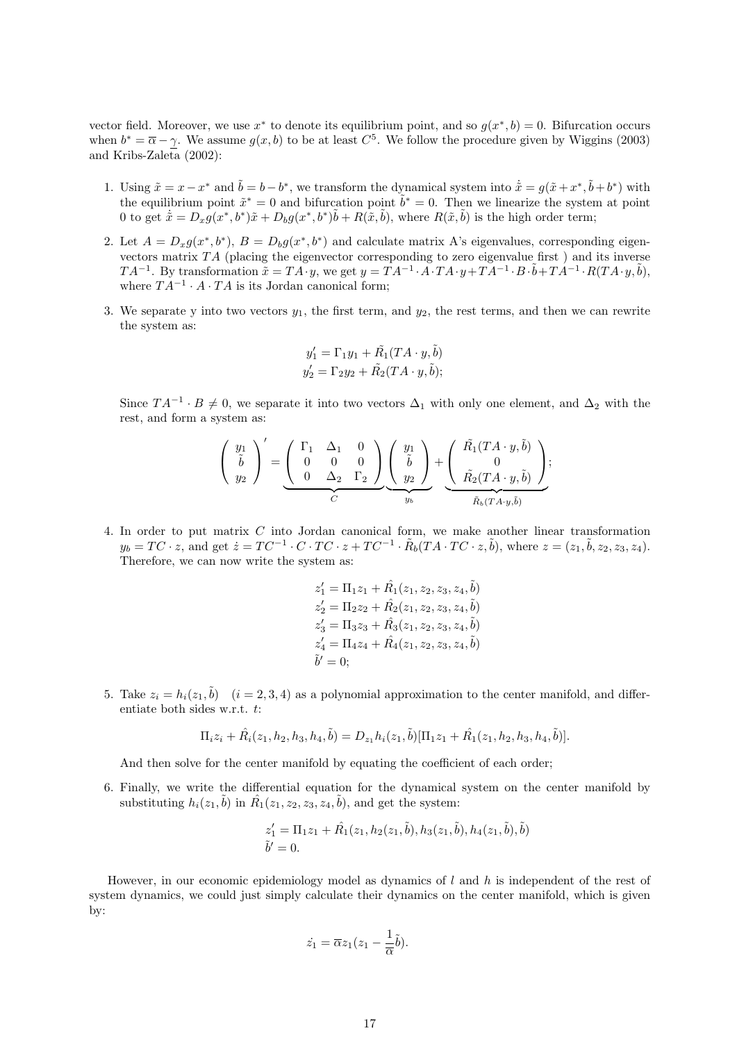vector field. Moreover, we use $x^*$ to denote its equilibrium point, and so $g(x^*, b) = 0$. Bifurcation occurs when $b^* = \overline{\alpha} - \underline{\gamma}$. We assume $g(x, b)$ to be at least $C^5$. We follow the procedure given by Wiggins (2003) and Kribs-Zaleta (2002):

1. Using $\tilde{x} = x - x^*$ and $\tilde{b} = b - b^*$, we transform the dynamical system into $\dot{\tilde{x}} = g(\tilde{x} + x^*, \tilde{b} + b^*)$ with the equilibrium point $\tilde{x}^* = 0$ and bifurcation point $\tilde{b}^* = 0$. Then we linearize the system at point 0 to get $\dot{\tilde{x}} = D_x g(x^*, b^*)\tilde{x} + D_b g(x^*, b^*)\tilde{b} + R(\tilde{x}, \tilde{b})$, where $R(\tilde{x}, \tilde{b})$ is the high order term;

2. Let $A = D_x g(x^*, b^*)$, $B = D_b g(x^*, b^*)$ and calculate matrix A's eigenvalues, corresponding eigenvectors matrix $TA$ (placing the eigenvector corresponding to zero eigenvalue first ) and its inverse $TA^{-1}$. By transformation $\tilde{x} = TA \cdot y$, we get $y = TA^{-1} \cdot A \cdot TA \cdot y + TA^{-1} \cdot B \cdot \tilde{b} + TA^{-1} \cdot R(TA \cdot y, \tilde{b})$, where $TA^{-1} \cdot A \cdot TA$ is its Jordan canonical form;

3. We separate y into two vectors $y_1$, the first term, and $y_2$, the rest terms, and then we can rewrite the system as:

$$
\begin{aligned}
y_1' &= \Gamma_1 y_1 + \tilde{R}_1(TA \cdot y, \tilde{b}) \\
y_2' &= \Gamma_2 y_2 + \tilde{R}_2(TA \cdot y, \tilde{b});
\end{aligned}
$$

Since $TA^{-1} \cdot B \neq 0$, we separate it into two vectors $\Delta_1$ with only one element, and $\Delta_2$ with the rest, and form a system as:

$$
\begin{pmatrix} y_1 \\ \tilde{b} \\ y_2 \end{pmatrix}' = \underbrace{\begin{pmatrix} \Gamma_1 & \Delta_1 & 0 \\ 0 & 0 & 0 \\ 0 & \Delta_2 & \Gamma_2 \end{pmatrix}}_{C} \underbrace{\begin{pmatrix} y_1 \\ \tilde{b} \\ y_2 \end{pmatrix}}_{y_b} + \underbrace{\begin{pmatrix} \tilde{R}_1(TA \cdot y, \tilde{b}) \\ 0 \\ \tilde{R}_2(TA \cdot y, \tilde{b}) \end{pmatrix}}_{\tilde{R}_b(TA \cdot y, \tilde{b})};
$$

4. In order to put matrix $C$ into Jordan canonical form, we make another linear transformation $y_b = TC \cdot z$, and get $\dot{z} = TC^{-1} \cdot C \cdot TC \cdot z + TC^{-1} \cdot \tilde{R}_b(TA \cdot TC \cdot z, \tilde{b})$, where $z = (z_1, \tilde{b}, z_2, z_3, z_4)$. Therefore, we can now write the system as:

$$
\begin{aligned}
z_1' &= \Pi_1 z_1 + \hat{R}_1(z_1, z_2, z_3, z_4, \tilde{b}) \\
z_2' &= \Pi_2 z_2 + \hat{R}_2(z_1, z_2, z_3, z_4, \tilde{b}) \\
z_3' &= \Pi_3 z_3 + \hat{R}_3(z_1, z_2, z_3, z_4, \tilde{b}) \\
z_4' &= \Pi_4 z_4 + \hat{R}_4(z_1, z_2, z_3, z_4, \tilde{b}) \\
\tilde{b}' &= 0;
\end{aligned}
$$

5. Take $z_i = h_i(z_1, \tilde{b}) \quad (i = 2, 3, 4)$ as a polynomial approximation to the center manifold, and differentiate both sides w.r.t. $t$:

$$
\Pi_i z_i + \hat{R}_i(z_1, h_2, h_3, h_4, \tilde{b}) = D_{z_1} h_i(z_1, \tilde{b})[\Pi_1 z_1 + \hat{R}_1(z_1, h_2, h_3, h_4, \tilde{b})].
$$

And then solve for the center manifold by equating the coefficient of each order;

6. Finally, we write the differential equation for the dynamical system on the center manifold by substituting $h_i(z_1, \tilde{b})$ in $\hat{R}_1(z_1, z_2, z_3, z_4, \tilde{b})$, and get the system:

$$
\begin{aligned}
z_1' &= \Pi_1 z_1 + \hat{R}_1(z_1, h_2(z_1, \tilde{b}), h_3(z_1, \tilde{b}), h_4(z_1, \tilde{b}), \tilde{b}) \\
\tilde{b}' &= 0.
\end{aligned}
$$

However, in our economic epidemiology model as dynamics of $l$ and $h$ is independent of the rest of system dynamics, we could just simply calculate their dynamics on the center manifold, which is given by:

$$
\dot{z_1} = \overline{\alpha} z_1 (z_1 - \frac{1}{\overline{\alpha}} \tilde{b}).
$$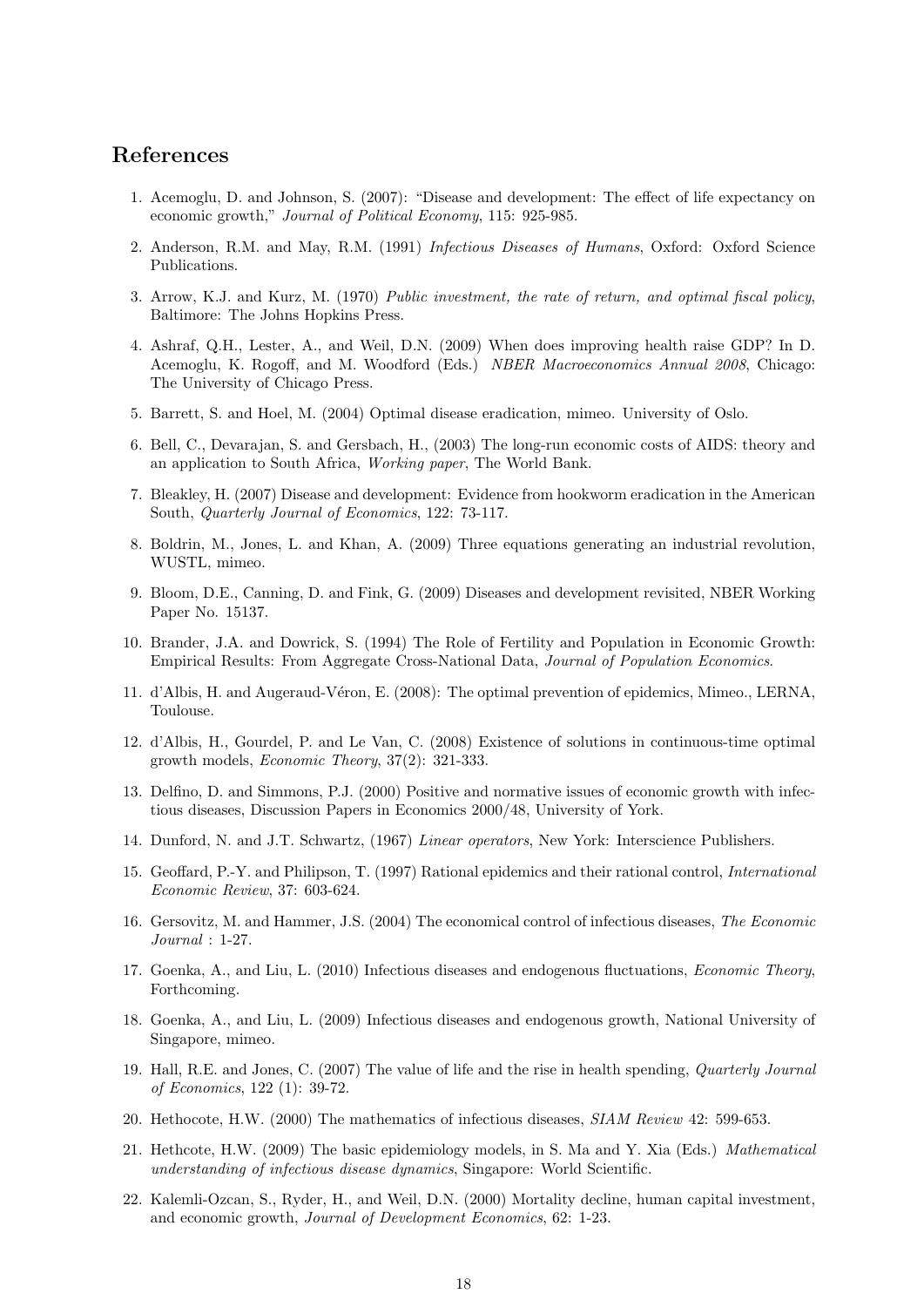## References

1. Acemoglu, D. and Johnson, S. (2007): "Disease and development: The effect of life expectancy on economic growth," *Journal of Political Economy*, 115: 925-985.

2. Anderson, R.M. and May, R.M. (1991) *Infectious Diseases of Humans*, Oxford: Oxford Science Publications.

3. Arrow, K.J. and Kurz, M. (1970) *Public investment, the rate of return, and optimal fiscal policy*, Baltimore: The Johns Hopkins Press.

4. Ashraf, Q.H., Lester, A., and Weil, D.N. (2009) When does improving health raise GDP? In D. Acemoglu, K. Rogoff, and M. Woodford (Eds.) *NBER Macroeconomics Annual 2008*, Chicago: The University of Chicago Press.

5. Barrett, S. and Hoel, M. (2004) Optimal disease eradication, mimeo. University of Oslo.

6. Bell, C., Devarajan, S. and Gersbach, H., (2003) The long-run economic costs of AIDS: theory and an application to South Africa, *Working paper*, The World Bank.

7. Bleakley, H. (2007) Disease and development: Evidence from hookworm eradication in the American South, *Quarterly Journal of Economics*, 122: 73-117.

8. Boldrin, M., Jones, L. and Khan, A. (2009) Three equations generating an industrial revolution, WUSTL, mimeo.

9. Bloom, D.E., Canning, D. and Fink, G. (2009) Diseases and development revisited, NBER Working Paper No. 15137.

10. Brander, J.A. and Dowrick, S. (1994) The Role of Fertility and Population in Economic Growth: Empirical Results: From Aggregate Cross-National Data, *Journal of Population Economics*.

11. d'Albis, H. and Augeraud-Véron, E. (2008): The optimal prevention of epidemics, Mimeo., LERNA, Toulouse.

12. d'Albis, H., Gourdel, P. and Le Van, C. (2008) Existence of solutions in continuous-time optimal growth models, *Economic Theory*, 37(2): 321-333.

13. Delfino, D. and Simmons, P.J. (2000) Positive and normative issues of economic growth with infectious diseases, Discussion Papers in Economics 2000/48, University of York.

14. Dunford, N. and J.T. Schwartz, (1967) *Linear operators*, New York: Interscience Publishers.

15. Geoffard, P.-Y. and Philipson, T. (1997) Rational epidemics and their rational control, *International Economic Review*, 37: 603-624.

16. Gersovitz, M. and Hammer, J.S. (2004) The economical control of infectious diseases, *The Economic Journal* : 1-27.

17. Goenka, A., and Liu, L. (2010) Infectious diseases and endogenous fluctuations, *Economic Theory*, Forthcoming.

18. Goenka, A., and Liu, L. (2009) Infectious diseases and endogenous growth, National University of Singapore, mimeo.

19. Hall, R.E. and Jones, C. (2007) The value of life and the rise in health spending, *Quarterly Journal of Economics*, 122 (1): 39-72.

20. Hethocote, H.W. (2000) The mathematics of infectious diseases, *SIAM Review* 42: 599-653.

21. Hethcote, H.W. (2009) The basic epidemiology models, in S. Ma and Y. Xia (Eds.) *Mathematical understanding of infectious disease dynamics*, Singapore: World Scientific.

22. Kalemli-Ozcan, S., Ryder, H., and Weil, D.N. (2000) Mortality decline, human capital investment, and economic growth, *Journal of Development Economics*, 62: 1-23.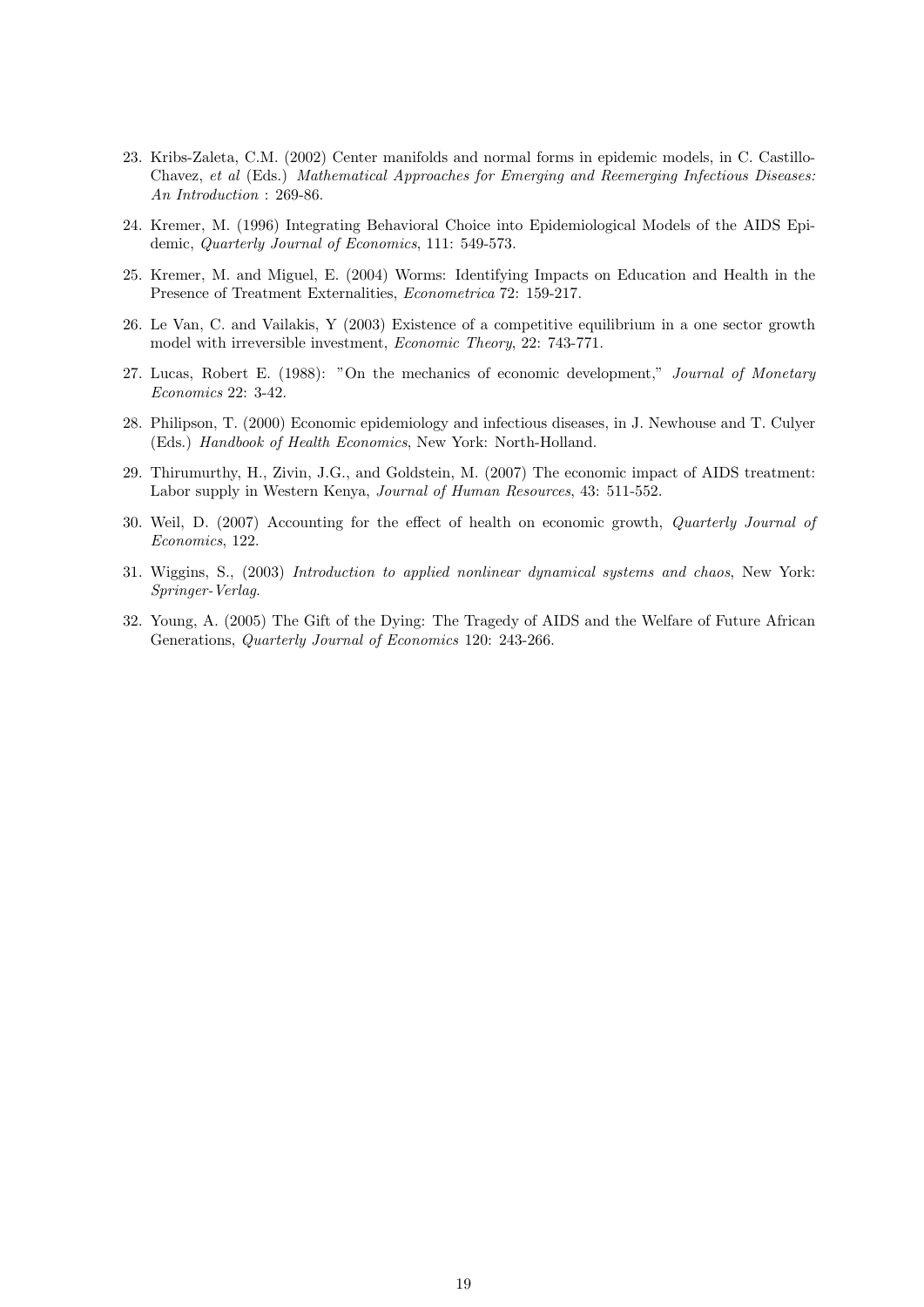23. Kribs-Zaleta, C.M. (2002) Center manifolds and normal forms in epidemic models, in C. Castillo-Chavez, *et al* (Eds.) *Mathematical Approaches for Emerging and Reemerging Infectious Diseases: An Introduction* : 269-86.

24. Kremer, M. (1996) Integrating Behavioral Choice into Epidemiological Models of the AIDS Epidemic, *Quarterly Journal of Economics*, 111: 549-573.

25. Kremer, M. and Miguel, E. (2004) Worms: Identifying Impacts on Education and Health in the Presence of Treatment Externalities, *Econometrica* 72: 159-217.

26. Le Van, C. and Vailakis, Y (2003) Existence of a competitive equilibrium in a one sector growth model with irreversible investment, *Economic Theory*, 22: 743-771.

27. Lucas, Robert E. (1988): "On the mechanics of economic development," *Journal of Monetary Economics* 22: 3-42.

28. Philipson, T. (2000) Economic epidemiology and infectious diseases, in J. Newhouse and T. Culyer (Eds.) *Handbook of Health Economics*, New York: North-Holland.

29. Thirumurthy, H., Zivin, J.G., and Goldstein, M. (2007) The economic impact of AIDS treatment: Labor supply in Western Kenya, *Journal of Human Resources*, 43: 511-552.

30. Weil, D. (2007) Accounting for the effect of health on economic growth, *Quarterly Journal of Economics*, 122.

31. Wiggins, S., (2003) *Introduction to applied nonlinear dynamical systems and chaos*, New York: *Springer-Verlag*.

32. Young, A. (2005) The Gift of the Dying: The Tragedy of AIDS and the Welfare of Future African Generations, *Quarterly Journal of Economics* 120: 243-266.